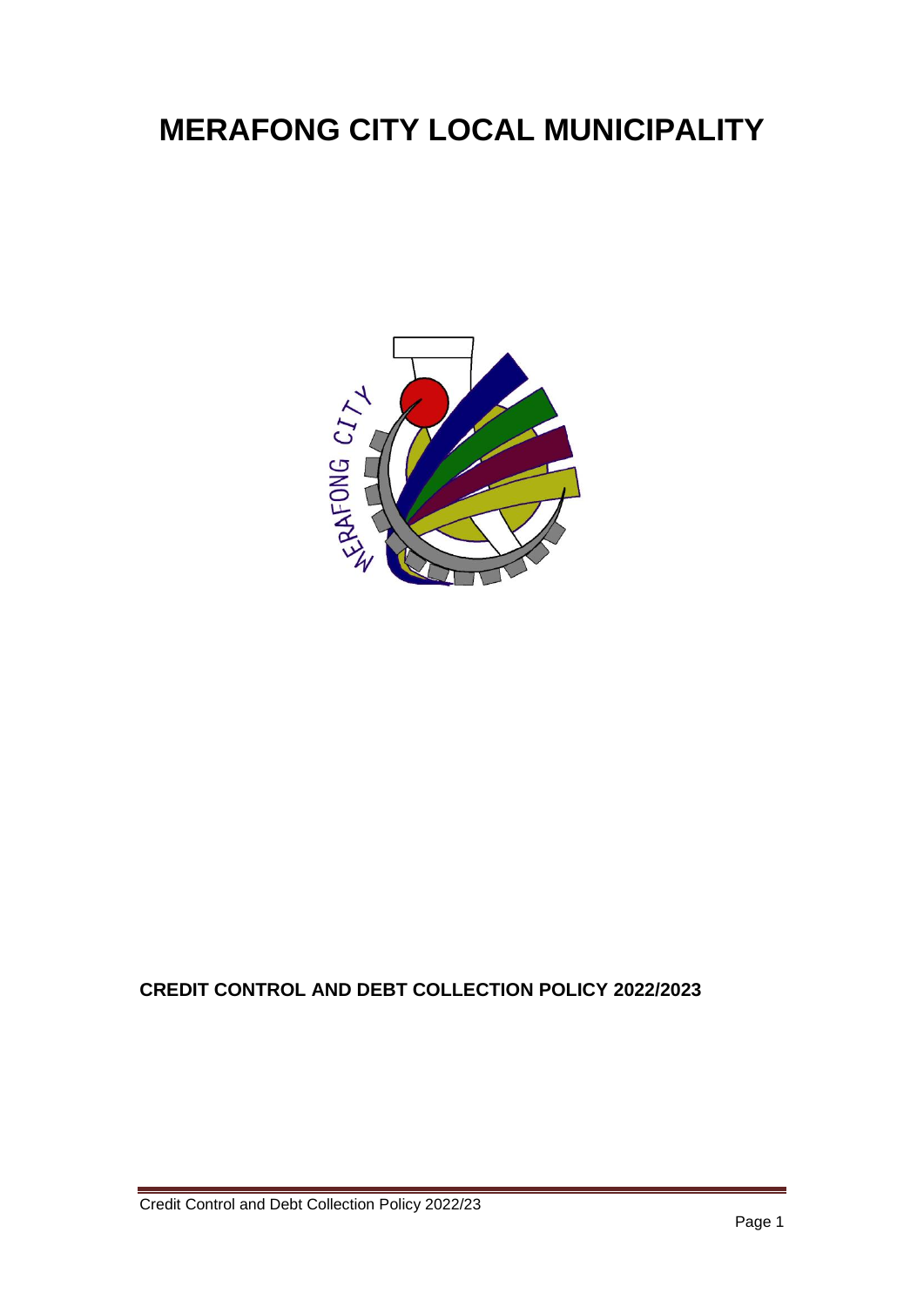# MERAFONG CITY LOCAL MUNICIPALITY

**CREDIT CONTROL AND DEBT COLLECTION POLICY 2022/2023**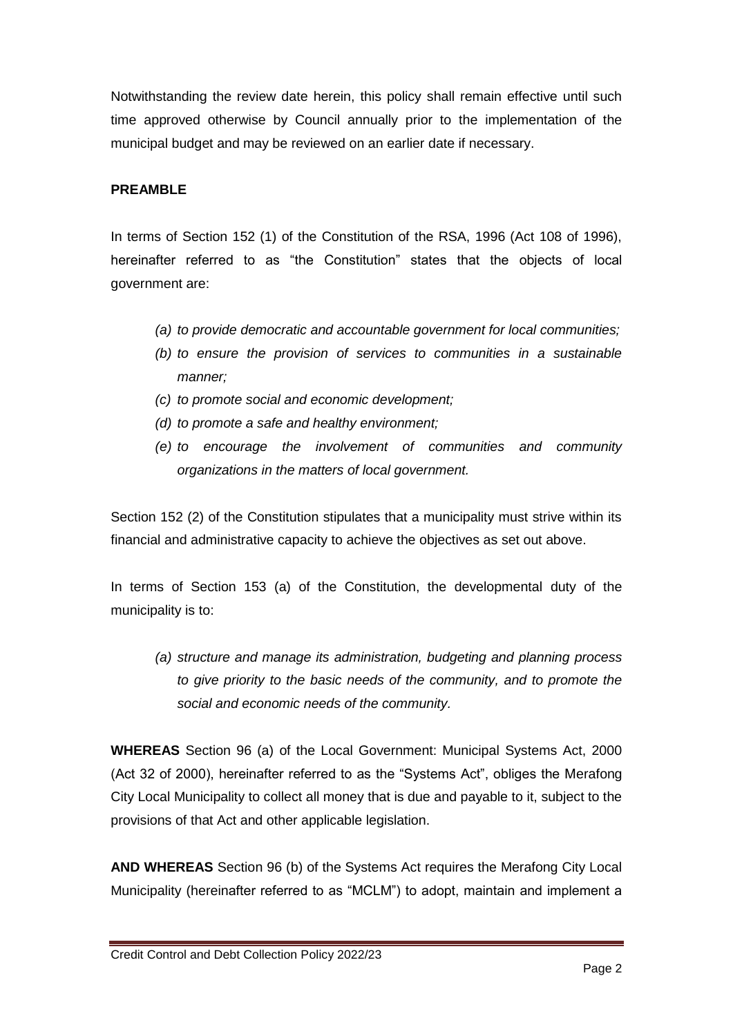Notwithstanding the review date herein, this policy shall remain effective until such time approved otherwise by Council annually prior to the implementation of the municipal budget and may be reviewed on an earlier date if necessary.

**PREAMBLE**

In terms of Section 152 (1) of the Constitution of the RSA, 1996 (Act 108 of 1996), hereinafter referred to as "the Constitution" states that the objects of local government are:

- *(a) to provide democratic and accountable government for local communities;*
- *(b) to ensure the provision of services to communities in a sustainable manner;*
- *(c) to promote social and economic development;*
- *(d) to promote a safe and healthy environment;*
- *(e) to encourage the involvement of communities and community organizations in the matters of local government.*

Section 152 (2) of the Constitution stipulates that a municipality must strive within its financial and administrative capacity to achieve the objectives as set out above.

In terms of Section 153 (a) of the Constitution, the developmental duty of the municipality is to:

*(a) structure and manage its administration, budgeting and planning process to give priority to the basic needs of the community, and to promote the social and economic needs of the community.*

**WHEREAS** Section 96 (a) of the Local Government: Municipal Systems Act, 2000 (Act 32 of 2000), hereinafter referred to as the "Systems Act", obliges the Merafong City Local Municipality to collect all money that is due and payable to it, subject to the provisions of that Act and other applicable legislation.

**AND WHEREAS** Section 96 (b) of the Systems Act requires the Merafong City Local Municipality (hereinafter referred to as "MCLM") to adopt, maintain and implement a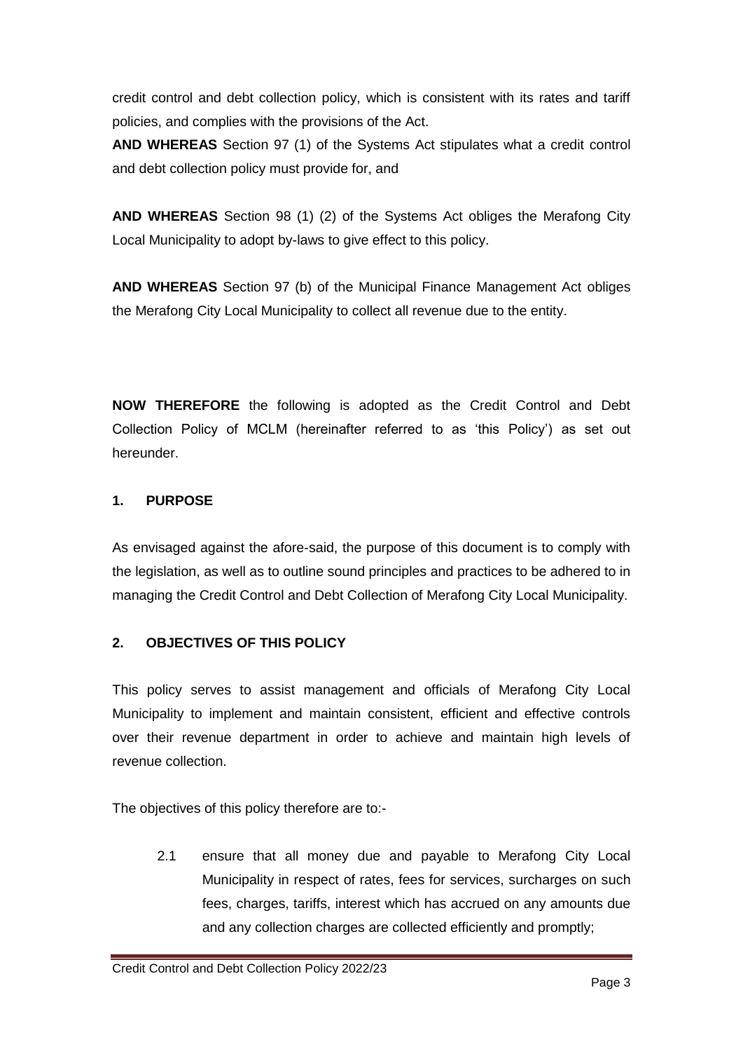credit control and debt collection policy, which is consistent with its rates and tariff policies, and complies with the provisions of the Act.

**AND WHEREAS** Section 97 (1) of the Systems Act stipulates what a credit control and debt collection policy must provide for, and

**AND WHEREAS** Section 98 (1) (2) of the Systems Act obliges the Merafong City Local Municipality to adopt by-laws to give effect to this policy.

**AND WHEREAS** Section 97 (b) of the Municipal Finance Management Act obliges the Merafong City Local Municipality to collect all revenue due to the entity.

**NOW THEREFORE** the following is adopted as the Credit Control and Debt Collection Policy of MCLM (hereinafter referred to as 'this Policy') as set out hereunder.

## 1. PURPOSE

As envisaged against the afore-said, the purpose of this document is to comply with the legislation, as well as to outline sound principles and practices to be adhered to in managing the Credit Control and Debt Collection of Merafong City Local Municipality.

## 2. OBJECTIVES OF THIS POLICY

This policy serves to assist management and officials of Merafong City Local Municipality to implement and maintain consistent, efficient and effective controls over their revenue department in order to achieve and maintain high levels of revenue collection.

The objectives of this policy therefore are to:-

2.1 ensure that all money due and payable to Merafong City Local Municipality in respect of rates, fees for services, surcharges on such fees, charges, tariffs, interest which has accrued on any amounts due and any collection charges are collected efficiently and promptly;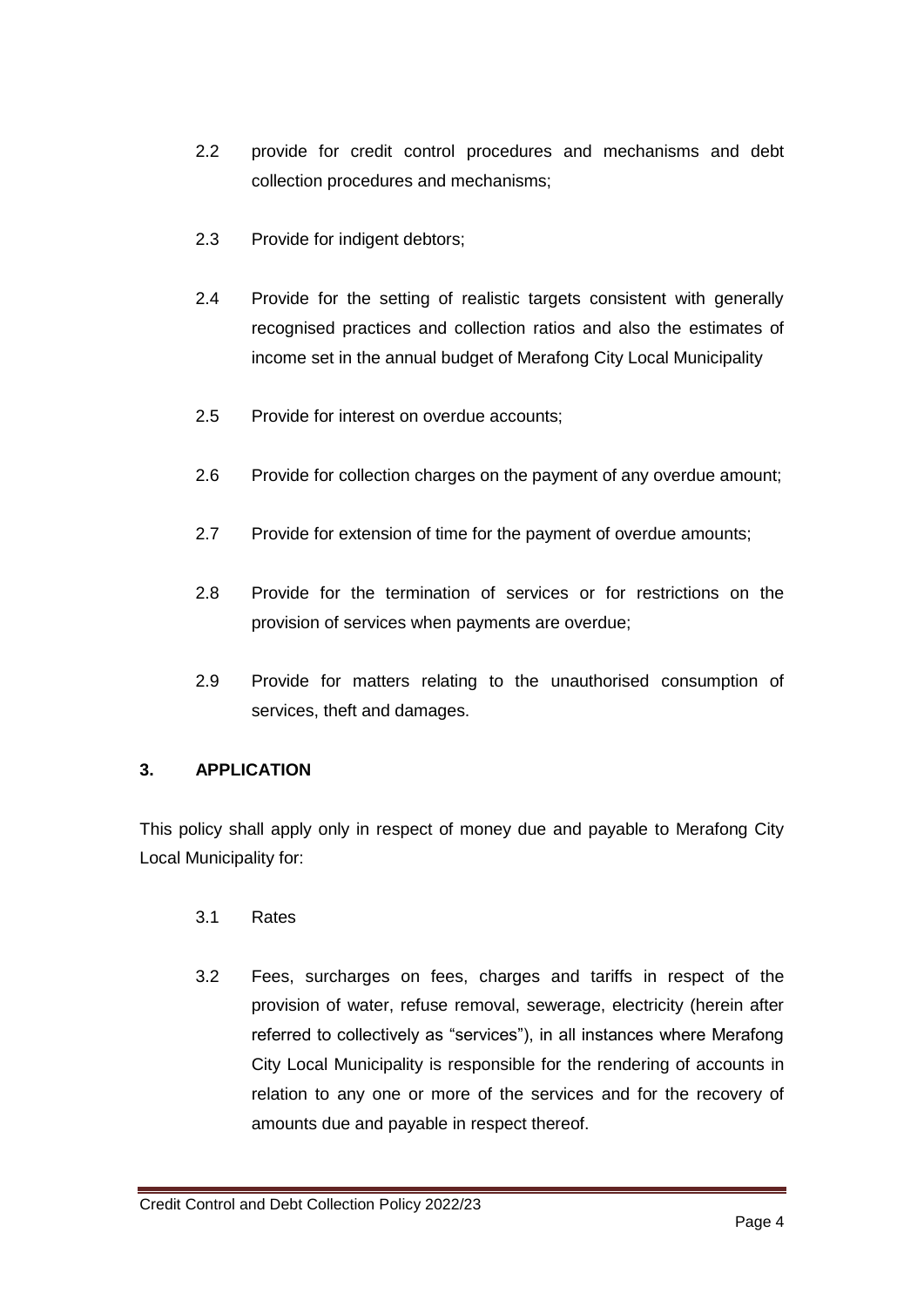2.2 provide for credit control procedures and mechanisms and debt collection procedures and mechanisms;

2.3 Provide for indigent debtors;

2.4 Provide for the setting of realistic targets consistent with generally recognised practices and collection ratios and also the estimates of income set in the annual budget of Merafong City Local Municipality

2.5 Provide for interest on overdue accounts;

2.6 Provide for collection charges on the payment of any overdue amount;

2.7 Provide for extension of time for the payment of overdue amounts;

2.8 Provide for the termination of services or for restrictions on the provision of services when payments are overdue;

2.9 Provide for matters relating to the unauthorised consumption of services, theft and damages.

## 3. APPLICATION

This policy shall apply only in respect of money due and payable to Merafong City Local Municipality for:

3.1 Rates

3.2 Fees, surcharges on fees, charges and tariffs in respect of the provision of water, refuse removal, sewerage, electricity (herein after referred to collectively as "services"), in all instances where Merafong City Local Municipality is responsible for the rendering of accounts in relation to any one or more of the services and for the recovery of amounts due and payable in respect thereof.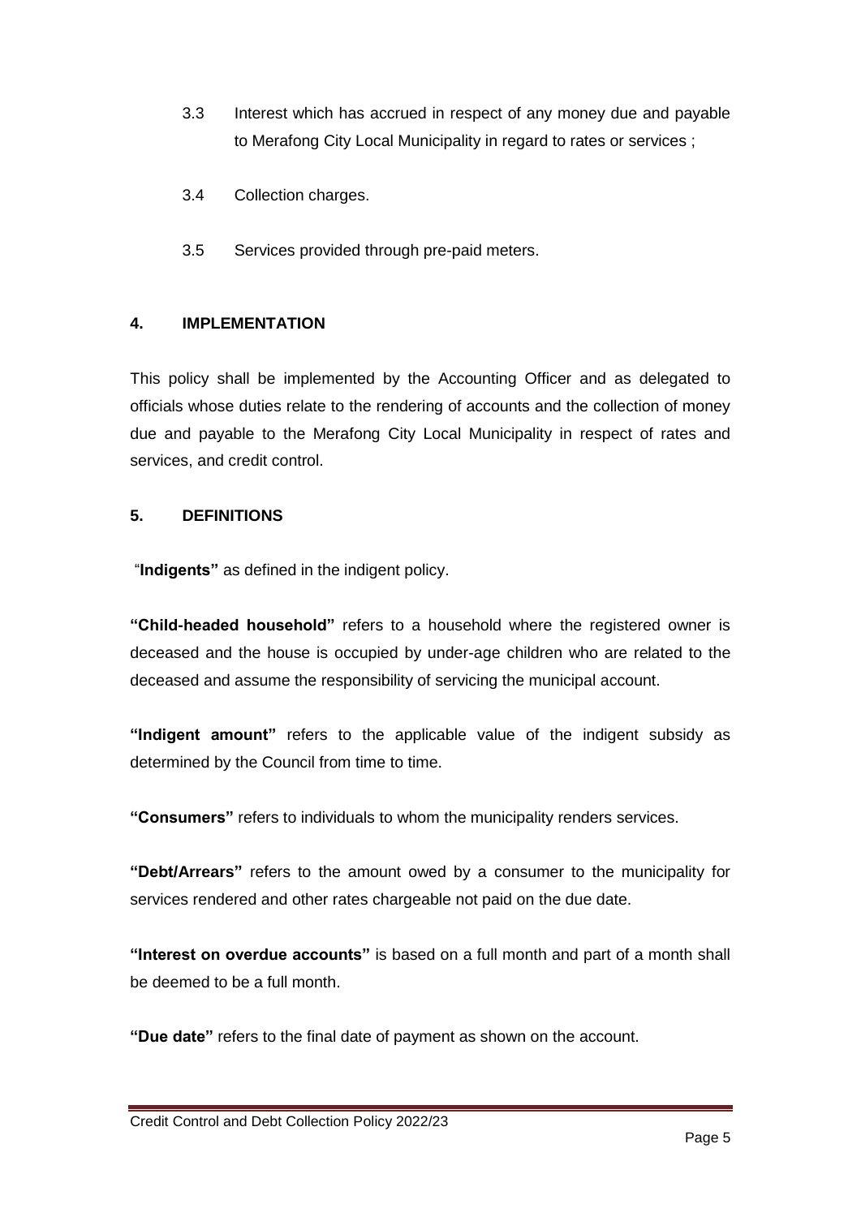3.3 Interest which has accrued in respect of any money due and payable to Merafong City Local Municipality in regard to rates or services ;

3.4 Collection charges.

3.5 Services provided through pre-paid meters.

## 4. IMPLEMENTATION

This policy shall be implemented by the Accounting Officer and as delegated to officials whose duties relate to the rendering of accounts and the collection of money due and payable to the Merafong City Local Municipality in respect of rates and services, and credit control.

## 5. DEFINITIONS

"**Indigents"** as defined in the indigent policy.

**"Child-headed household"** refers to a household where the registered owner is deceased and the house is occupied by under-age children who are related to the deceased and assume the responsibility of servicing the municipal account.

**"Indigent amount"** refers to the applicable value of the indigent subsidy as determined by the Council from time to time.

**"Consumers"** refers to individuals to whom the municipality renders services.

**"Debt/Arrears"** refers to the amount owed by a consumer to the municipality for services rendered and other rates chargeable not paid on the due date.

**"Interest on overdue accounts"** is based on a full month and part of a month shall be deemed to be a full month.

**"Due date"** refers to the final date of payment as shown on the account.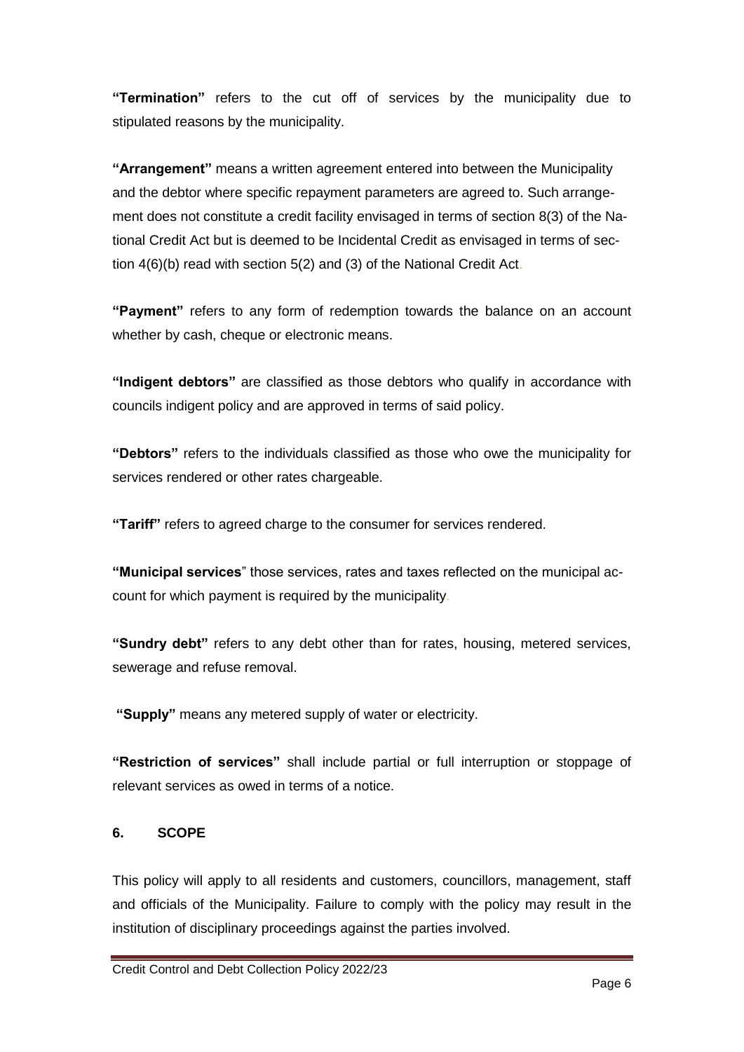**"Termination"** refers to the cut off of services by the municipality due to stipulated reasons by the municipality.

**"Arrangement"** means a written agreement entered into between the Municipality and the debtor where specific repayment parameters are agreed to. Such arrangement does not constitute a credit facility envisaged in terms of section 8(3) of the National Credit Act but is deemed to be Incidental Credit as envisaged in terms of section 4(6)(b) read with section 5(2) and (3) of the National Credit Act.

**"Payment"** refers to any form of redemption towards the balance on an account whether by cash, cheque or electronic means.

**"Indigent debtors"** are classified as those debtors who qualify in accordance with councils indigent policy and are approved in terms of said policy.

**"Debtors"** refers to the individuals classified as those who owe the municipality for services rendered or other rates chargeable.

**"Tariff"** refers to agreed charge to the consumer for services rendered.

**"Municipal services**" those services, rates and taxes reflected on the municipal account for which payment is required by the municipality.

**"Sundry debt"** refers to any debt other than for rates, housing, metered services, sewerage and refuse removal.

**"Supply"** means any metered supply of water or electricity.

**"Restriction of services"** shall include partial or full interruption or stoppage of relevant services as owed in terms of a notice.

## 6. SCOPE

This policy will apply to all residents and customers, councillors, management, staff and officials of the Municipality. Failure to comply with the policy may result in the institution of disciplinary proceedings against the parties involved.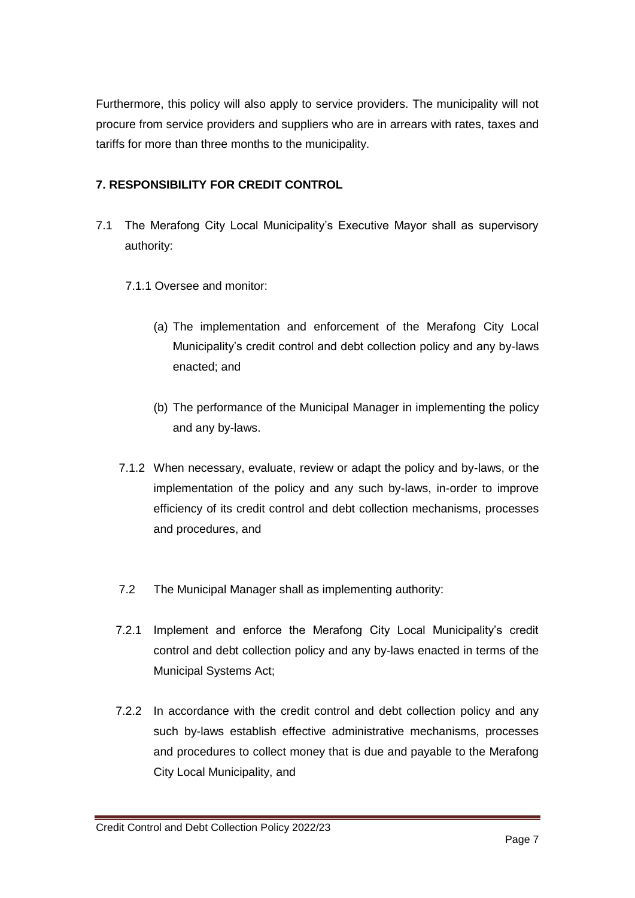Furthermore, this policy will also apply to service providers. The municipality will not procure from service providers and suppliers who are in arrears with rates, taxes and tariffs for more than three months to the municipality.

## 7. RESPONSIBILITY FOR CREDIT CONTROL

7.1 The Merafong City Local Municipality's Executive Mayor shall as supervisory authority:

7.1.1 Oversee and monitor:

(a) The implementation and enforcement of the Merafong City Local Municipality's credit control and debt collection policy and any by-laws enacted; and

(b) The performance of the Municipal Manager in implementing the policy and any by-laws.

7.1.2 When necessary, evaluate, review or adapt the policy and by-laws, or the implementation of the policy and any such by-laws, in-order to improve efficiency of its credit control and debt collection mechanisms, processes and procedures, and

7.2 The Municipal Manager shall as implementing authority:

7.2.1 Implement and enforce the Merafong City Local Municipality's credit control and debt collection policy and any by-laws enacted in terms of the Municipal Systems Act;

7.2.2 In accordance with the credit control and debt collection policy and any such by-laws establish effective administrative mechanisms, processes and procedures to collect money that is due and payable to the Merafong City Local Municipality, and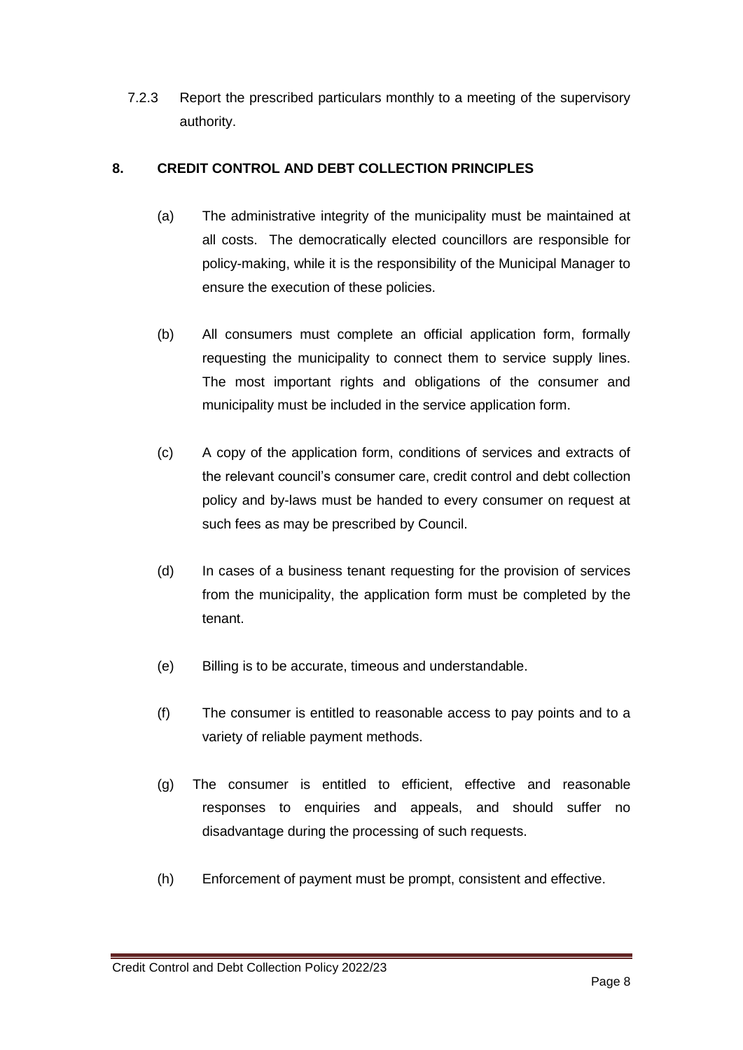7.2.3 Report the prescribed particulars monthly to a meeting of the supervisory authority.

## 8. CREDIT CONTROL AND DEBT COLLECTION PRINCIPLES

(a) The administrative integrity of the municipality must be maintained at all costs. The democratically elected councillors are responsible for policy-making, while it is the responsibility of the Municipal Manager to ensure the execution of these policies.

(b) All consumers must complete an official application form, formally requesting the municipality to connect them to service supply lines. The most important rights and obligations of the consumer and municipality must be included in the service application form.

(c) A copy of the application form, conditions of services and extracts of the relevant council's consumer care, credit control and debt collection policy and by-laws must be handed to every consumer on request at such fees as may be prescribed by Council.

(d) In cases of a business tenant requesting for the provision of services from the municipality, the application form must be completed by the tenant.

(e) Billing is to be accurate, timeous and understandable.

(f) The consumer is entitled to reasonable access to pay points and to a variety of reliable payment methods.

(g) The consumer is entitled to efficient, effective and reasonable responses to enquiries and appeals, and should suffer no disadvantage during the processing of such requests.

(h) Enforcement of payment must be prompt, consistent and effective.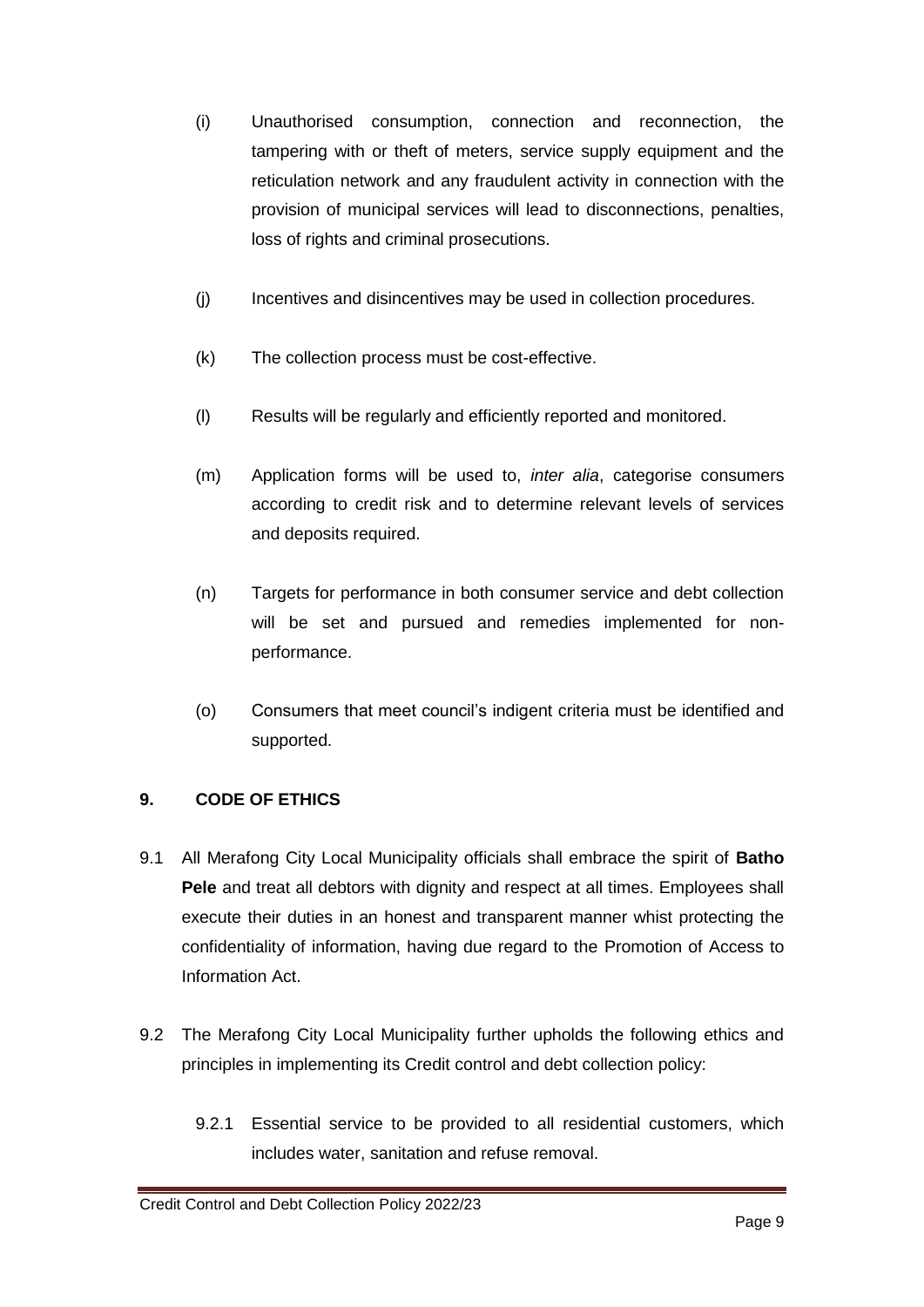(i) Unauthorised consumption, connection and reconnection, the tampering with or theft of meters, service supply equipment and the reticulation network and any fraudulent activity in connection with the provision of municipal services will lead to disconnections, penalties, loss of rights and criminal prosecutions.

(j) Incentives and disincentives may be used in collection procedures.

(k) The collection process must be cost-effective.

(l) Results will be regularly and efficiently reported and monitored.

(m) Application forms will be used to, *inter alia*, categorise consumers according to credit risk and to determine relevant levels of services and deposits required.

(n) Targets for performance in both consumer service and debt collection will be set and pursued and remedies implemented for non-performance.

(o) Consumers that meet council's indigent criteria must be identified and supported.

## 9. CODE OF ETHICS

9.1 All Merafong City Local Municipality officials shall embrace the spirit of **Batho Pele** and treat all debtors with dignity and respect at all times. Employees shall execute their duties in an honest and transparent manner whist protecting the confidentiality of information, having due regard to the Promotion of Access to Information Act.

9.2 The Merafong City Local Municipality further upholds the following ethics and principles in implementing its Credit control and debt collection policy:

9.2.1 Essential service to be provided to all residential customers, which includes water, sanitation and refuse removal.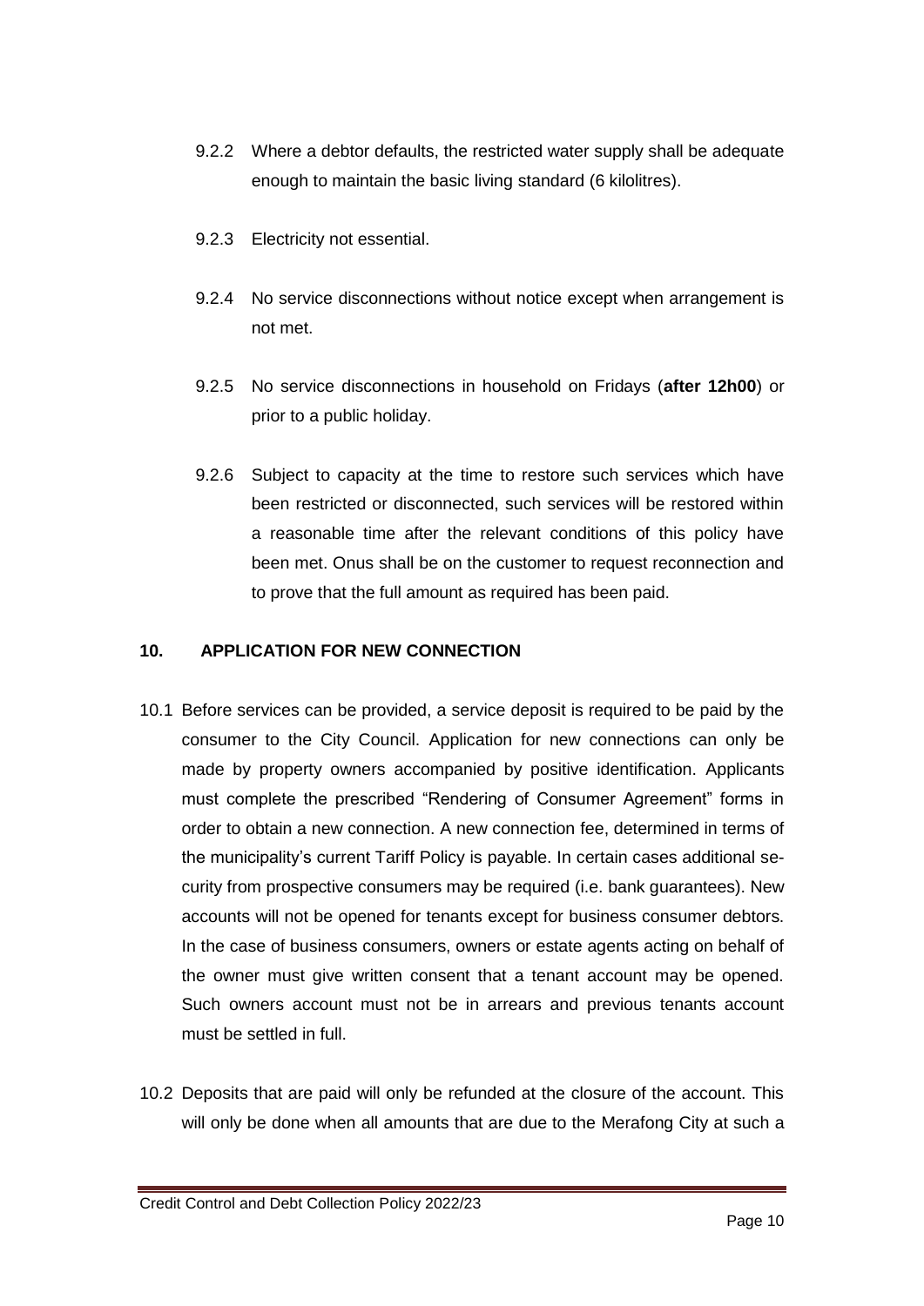9.2.2 Where a debtor defaults, the restricted water supply shall be adequate enough to maintain the basic living standard (6 kilolitres).

9.2.3 Electricity not essential.

9.2.4 No service disconnections without notice except when arrangement is not met.

9.2.5 No service disconnections in household on Fridays (**after 12h00**) or prior to a public holiday.

9.2.6 Subject to capacity at the time to restore such services which have been restricted or disconnected, such services will be restored within a reasonable time after the relevant conditions of this policy have been met. Onus shall be on the customer to request reconnection and to prove that the full amount as required has been paid.

## 10. APPLICATION FOR NEW CONNECTION

10.1 Before services can be provided, a service deposit is required to be paid by the consumer to the City Council. Application for new connections can only be made by property owners accompanied by positive identification. Applicants must complete the prescribed "Rendering of Consumer Agreement" forms in order to obtain a new connection. A new connection fee, determined in terms of the municipality's current Tariff Policy is payable. In certain cases additional security from prospective consumers may be required (i.e. bank guarantees). New accounts will not be opened for tenants except for business consumer debtors. In the case of business consumers, owners or estate agents acting on behalf of the owner must give written consent that a tenant account may be opened. Such owners account must not be in arrears and previous tenants account must be settled in full.

10.2 Deposits that are paid will only be refunded at the closure of the account. This will only be done when all amounts that are due to the Merafong City at such a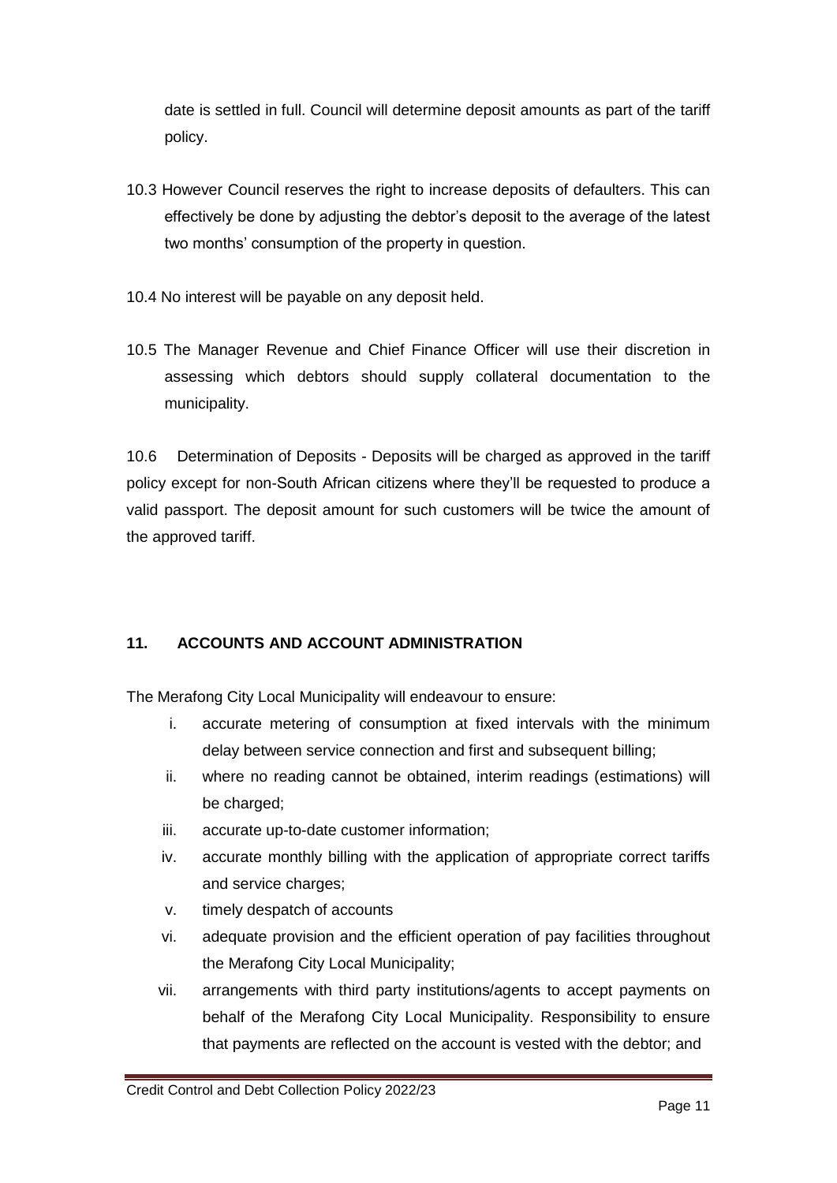date is settled in full. Council will determine deposit amounts as part of the tariff policy.

10.3 However Council reserves the right to increase deposits of defaulters. This can effectively be done by adjusting the debtor's deposit to the average of the latest two months' consumption of the property in question.

10.4 No interest will be payable on any deposit held.

10.5 The Manager Revenue and Chief Finance Officer will use their discretion in assessing which debtors should supply collateral documentation to the municipality.

10.6 Determination of Deposits - Deposits will be charged as approved in the tariff policy except for non-South African citizens where they'll be requested to produce a valid passport. The deposit amount for such customers will be twice the amount of the approved tariff.

## 11. ACCOUNTS AND ACCOUNT ADMINISTRATION

The Merafong City Local Municipality will endeavour to ensure:

i. accurate metering of consumption at fixed intervals with the minimum delay between service connection and first and subsequent billing;
ii. where no reading cannot be obtained, interim readings (estimations) will be charged;
iii. accurate up-to-date customer information;
iv. accurate monthly billing with the application of appropriate correct tariffs and service charges;
v. timely despatch of accounts
vi. adequate provision and the efficient operation of pay facilities throughout the Merafong City Local Municipality;
vii. arrangements with third party institutions/agents to accept payments on behalf of the Merafong City Local Municipality. Responsibility to ensure that payments are reflected on the account is vested with the debtor; and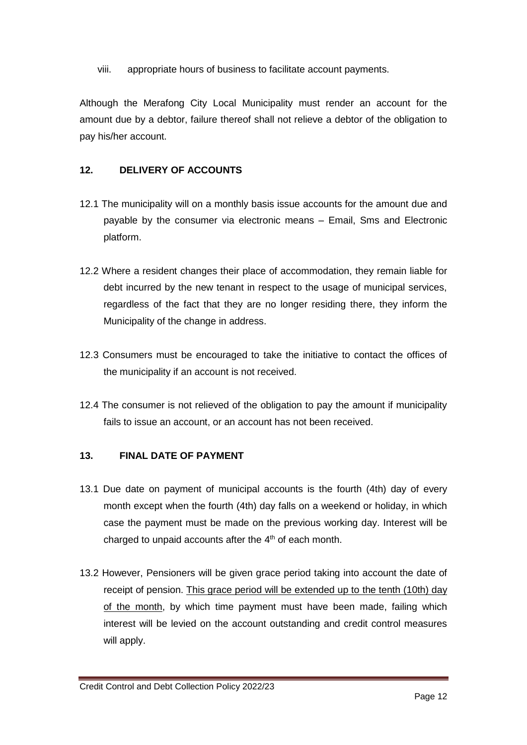viii. appropriate hours of business to facilitate account payments.

Although the Merafong City Local Municipality must render an account for the amount due by a debtor, failure thereof shall not relieve a debtor of the obligation to pay his/her account.

## 12. DELIVERY OF ACCOUNTS

12.1 The municipality will on a monthly basis issue accounts for the amount due and payable by the consumer via electronic means – Email, Sms and Electronic platform.

12.2 Where a resident changes their place of accommodation, they remain liable for debt incurred by the new tenant in respect to the usage of municipal services, regardless of the fact that they are no longer residing there, they inform the Municipality of the change in address.

12.3 Consumers must be encouraged to take the initiative to contact the offices of the municipality if an account is not received.

12.4 The consumer is not relieved of the obligation to pay the amount if municipality fails to issue an account, or an account has not been received.

## 13. FINAL DATE OF PAYMENT

13.1 Due date on payment of municipal accounts is the fourth (4th) day of every month except when the fourth (4th) day falls on a weekend or holiday, in which case the payment must be made on the previous working day. Interest will be charged to unpaid accounts after the 4th of each month.

13.2 However, Pensioners will be given grace period taking into account the date of receipt of pension. This grace period will be extended up to the tenth (10th) day of the month, by which time payment must have been made, failing which interest will be levied on the account outstanding and credit control measures will apply.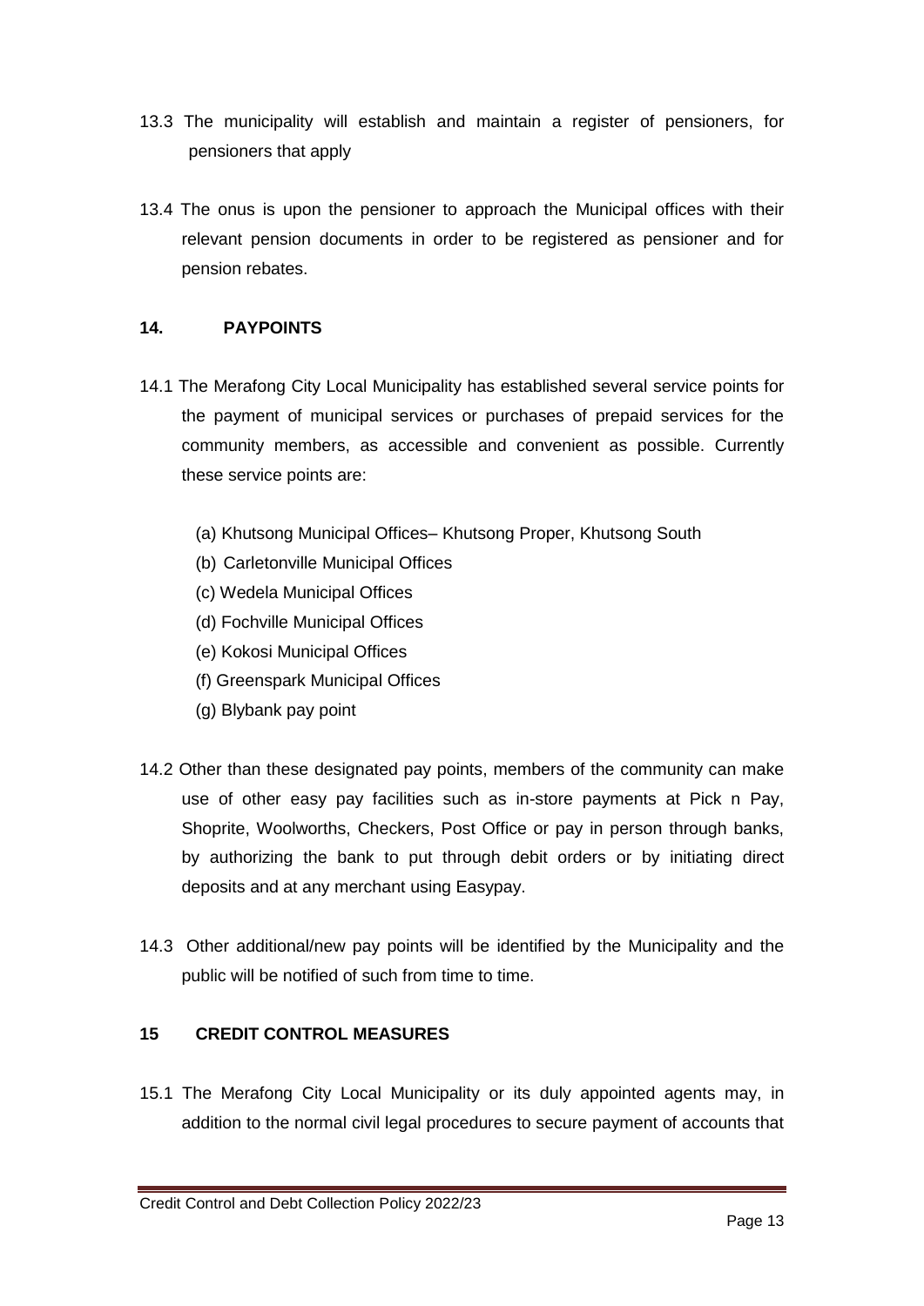13.3 The municipality will establish and maintain a register of pensioners, for pensioners that apply

13.4 The onus is upon the pensioner to approach the Municipal offices with their relevant pension documents in order to be registered as pensioner and for pension rebates.

## 14. PAYPOINTS

14.1 The Merafong City Local Municipality has established several service points for the payment of municipal services or purchases of prepaid services for the community members, as accessible and convenient as possible. Currently these service points are:

(a) Khutsong Municipal Offices– Khutsong Proper, Khutsong South
(b) Carletonville Municipal Offices
(c) Wedela Municipal Offices
(d) Fochville Municipal Offices
(e) Kokosi Municipal Offices
(f) Greenspark Municipal Offices
(g) Blybank pay point

14.2 Other than these designated pay points, members of the community can make use of other easy pay facilities such as in-store payments at Pick n Pay, Shoprite, Woolworths, Checkers, Post Office or pay in person through banks, by authorizing the bank to put through debit orders or by initiating direct deposits and at any merchant using Easypay.

14.3 Other additional/new pay points will be identified by the Municipality and the public will be notified of such from time to time.

## 15 CREDIT CONTROL MEASURES

15.1 The Merafong City Local Municipality or its duly appointed agents may, in addition to the normal civil legal procedures to secure payment of accounts that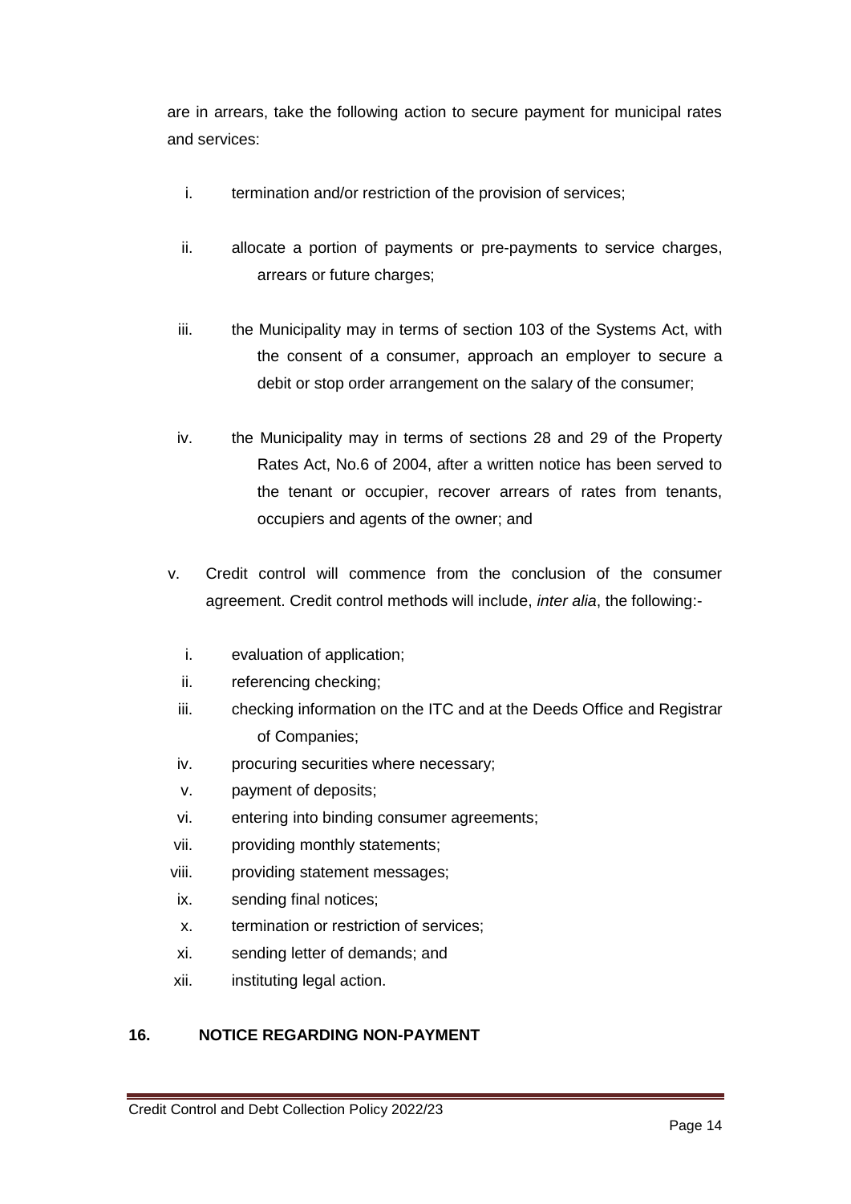are in arrears, take the following action to secure payment for municipal rates and services:

i. termination and/or restriction of the provision of services;

ii. allocate a portion of payments or pre-payments to service charges, arrears or future charges;

iii. the Municipality may in terms of section 103 of the Systems Act, with the consent of a consumer, approach an employer to secure a debit or stop order arrangement on the salary of the consumer;

iv. the Municipality may in terms of sections 28 and 29 of the Property Rates Act, No.6 of 2004, after a written notice has been served to the tenant or occupier, recover arrears of rates from tenants, occupiers and agents of the owner; and

v. Credit control will commence from the conclusion of the consumer agreement. Credit control methods will include, *inter alia*, the following:-

   i. evaluation of application;
   ii. referencing checking;
   iii. checking information on the ITC and at the Deeds Office and Registrar of Companies;
   iv. procuring securities where necessary;
   v. payment of deposits;
   vi. entering into binding consumer agreements;
   vii. providing monthly statements;
   viii. providing statement messages;
   ix. sending final notices;
   x. termination or restriction of services;
   xi. sending letter of demands; and
   xii. instituting legal action.

## 16. NOTICE REGARDING NON-PAYMENT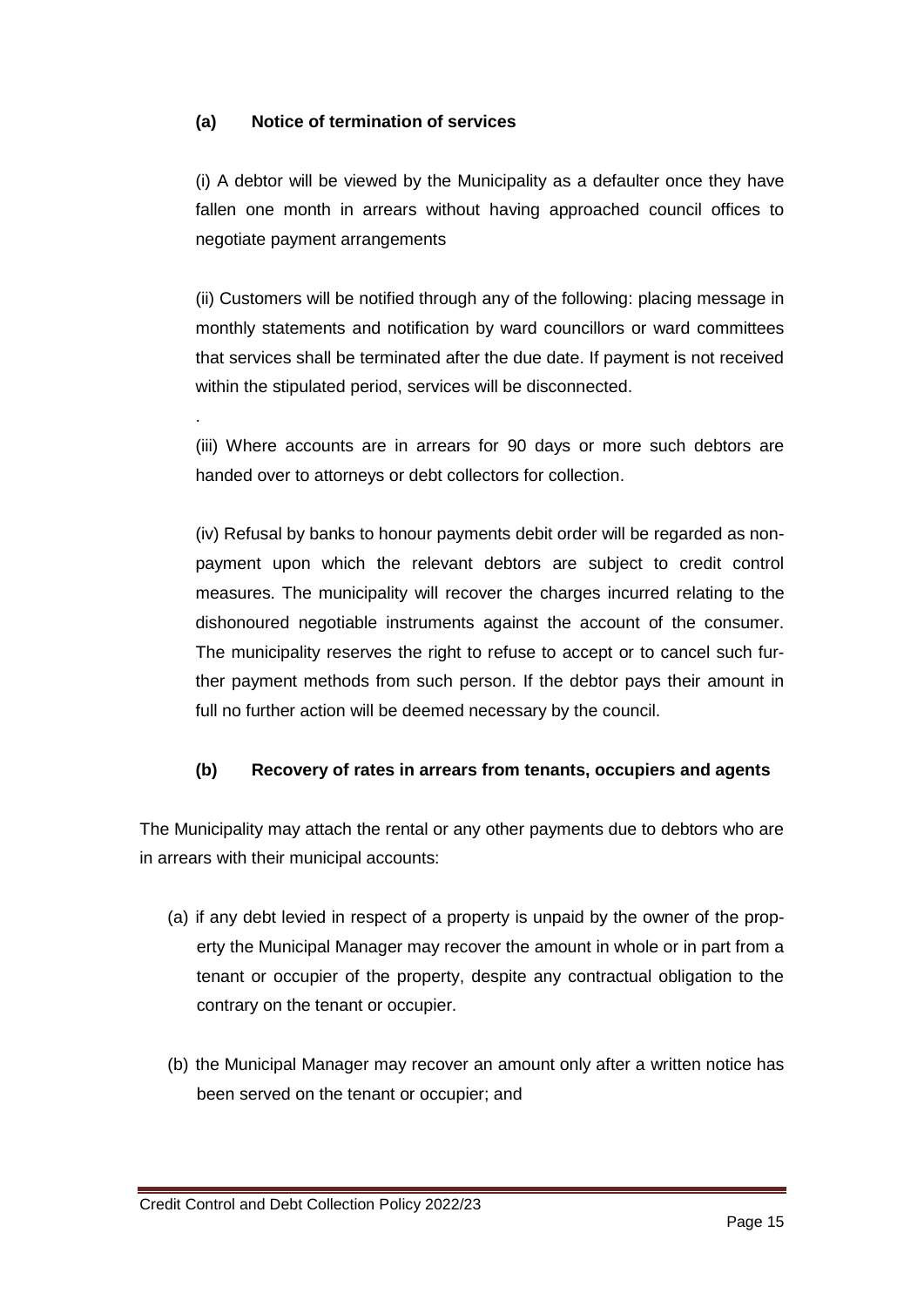**(a) Notice of termination of services**

(i) A debtor will be viewed by the Municipality as a defaulter once they have fallen one month in arrears without having approached council offices to negotiate payment arrangements

(ii) Customers will be notified through any of the following: placing message in monthly statements and notification by ward councillors or ward committees that services shall be terminated after the due date. If payment is not received within the stipulated period, services will be disconnected.

.

(iii) Where accounts are in arrears for 90 days or more such debtors are handed over to attorneys or debt collectors for collection.

(iv) Refusal by banks to honour payments debit order will be regarded as non-payment upon which the relevant debtors are subject to credit control measures. The municipality will recover the charges incurred relating to the dishonoured negotiable instruments against the account of the consumer. The municipality reserves the right to refuse to accept or to cancel such further payment methods from such person. If the debtor pays their amount in full no further action will be deemed necessary by the council.

**(b) Recovery of rates in arrears from tenants, occupiers and agents**

The Municipality may attach the rental or any other payments due to debtors who are in arrears with their municipal accounts:

(a) if any debt levied in respect of a property is unpaid by the owner of the property the Municipal Manager may recover the amount in whole or in part from a tenant or occupier of the property, despite any contractual obligation to the contrary on the tenant or occupier.

(b) the Municipal Manager may recover an amount only after a written notice has been served on the tenant or occupier; and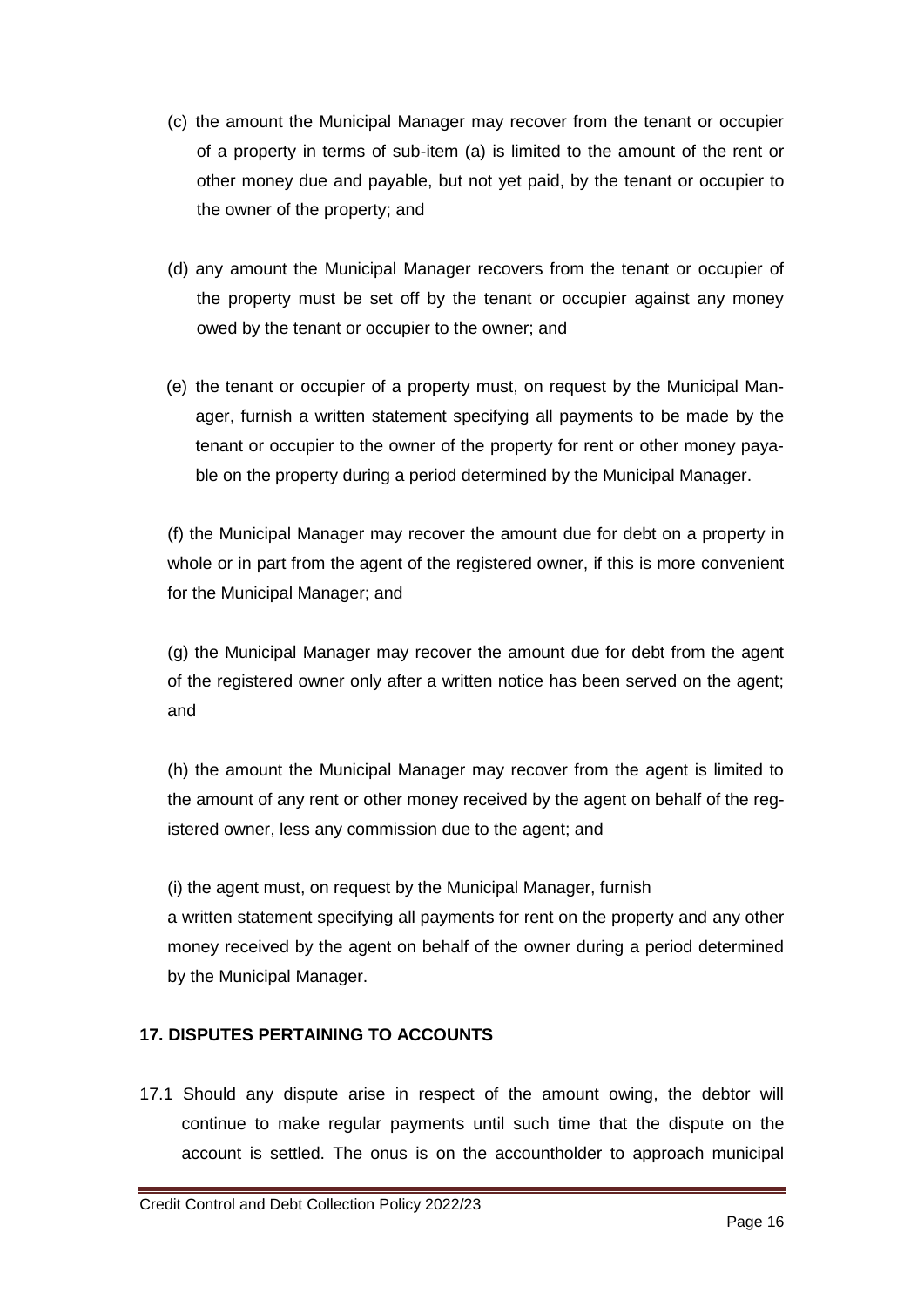(c) the amount the Municipal Manager may recover from the tenant or occupier of a property in terms of sub-item (a) is limited to the amount of the rent or other money due and payable, but not yet paid, by the tenant or occupier to the owner of the property; and

(d) any amount the Municipal Manager recovers from the tenant or occupier of the property must be set off by the tenant or occupier against any money owed by the tenant or occupier to the owner; and

(e) the tenant or occupier of a property must, on request by the Municipal Manager, furnish a written statement specifying all payments to be made by the tenant or occupier to the owner of the property for rent or other money payable on the property during a period determined by the Municipal Manager.

(f) the Municipal Manager may recover the amount due for debt on a property in whole or in part from the agent of the registered owner, if this is more convenient for the Municipal Manager; and

(g) the Municipal Manager may recover the amount due for debt from the agent of the registered owner only after a written notice has been served on the agent; and

(h) the amount the Municipal Manager may recover from the agent is limited to the amount of any rent or other money received by the agent on behalf of the registered owner, less any commission due to the agent; and

(i) the agent must, on request by the Municipal Manager, furnish a written statement specifying all payments for rent on the property and any other money received by the agent on behalf of the owner during a period determined by the Municipal Manager.

## 17. DISPUTES PERTAINING TO ACCOUNTS

17.1 Should any dispute arise in respect of the amount owing, the debtor will continue to make regular payments until such time that the dispute on the account is settled. The onus is on the accountholder to approach municipal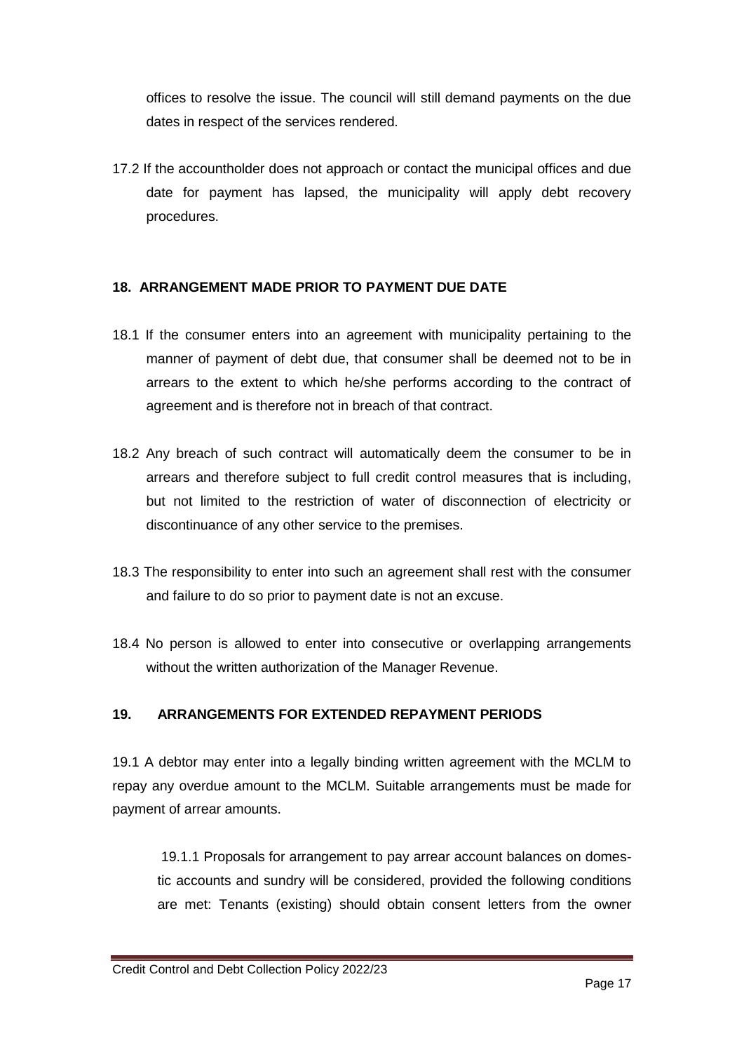offices to resolve the issue. The council will still demand payments on the due dates in respect of the services rendered.

17.2 If the accountholder does not approach or contact the municipal offices and due date for payment has lapsed, the municipality will apply debt recovery procedures.

## 18. ARRANGEMENT MADE PRIOR TO PAYMENT DUE DATE

18.1 If the consumer enters into an agreement with municipality pertaining to the manner of payment of debt due, that consumer shall be deemed not to be in arrears to the extent to which he/she performs according to the contract of agreement and is therefore not in breach of that contract.

18.2 Any breach of such contract will automatically deem the consumer to be in arrears and therefore subject to full credit control measures that is including, but not limited to the restriction of water of disconnection of electricity or discontinuance of any other service to the premises.

18.3 The responsibility to enter into such an agreement shall rest with the consumer and failure to do so prior to payment date is not an excuse.

18.4 No person is allowed to enter into consecutive or overlapping arrangements without the written authorization of the Manager Revenue.

## 19. ARRANGEMENTS FOR EXTENDED REPAYMENT PERIODS

19.1 A debtor may enter into a legally binding written agreement with the MCLM to repay any overdue amount to the MCLM. Suitable arrangements must be made for payment of arrear amounts.

19.1.1 Proposals for arrangement to pay arrear account balances on domestic accounts and sundry will be considered, provided the following conditions are met: Tenants (existing) should obtain consent letters from the owner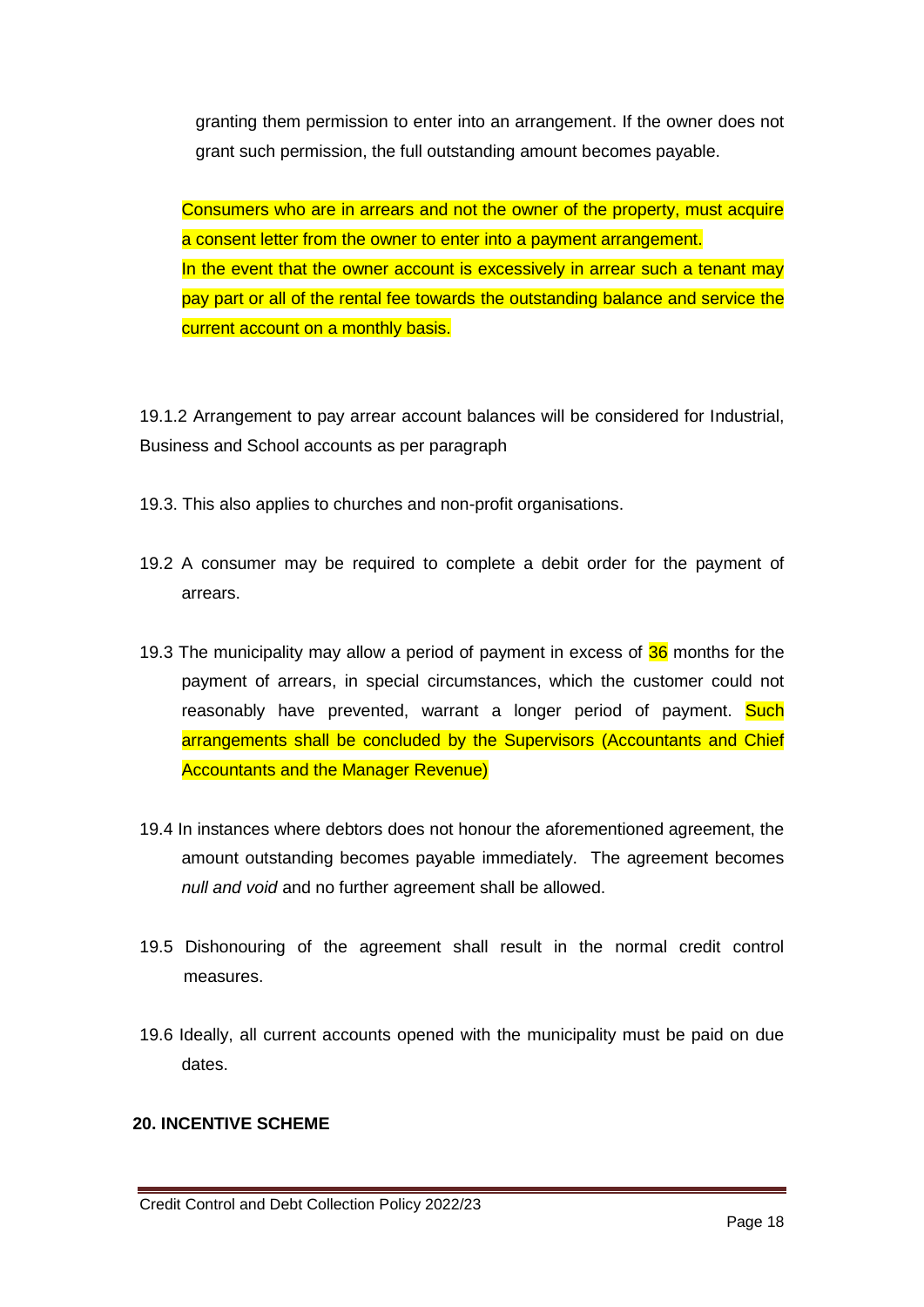granting them permission to enter into an arrangement. If the owner does not grant such permission, the full outstanding amount becomes payable.

Consumers who are in arrears and not the owner of the property, must acquire a consent letter from the owner to enter into a payment arrangement.
In the event that the owner account is excessively in arrear such a tenant may pay part or all of the rental fee towards the outstanding balance and service the current account on a monthly basis.

19.1.2 Arrangement to pay arrear account balances will be considered for Industrial, Business and School accounts as per paragraph

19.3. This also applies to churches and non-profit organisations.

19.2 A consumer may be required to complete a debit order for the payment of arrears.

19.3 The municipality may allow a period of payment in excess of 36 months for the payment of arrears, in special circumstances, which the customer could not reasonably have prevented, warrant a longer period of payment. Such arrangements shall be concluded by the Supervisors (Accountants and Chief Accountants and the Manager Revenue)

19.4 In instances where debtors does not honour the aforementioned agreement, the amount outstanding becomes payable immediately. The agreement becomes *null and void* and no further agreement shall be allowed.

19.5 Dishonouring of the agreement shall result in the normal credit control measures.

19.6 Ideally, all current accounts opened with the municipality must be paid on due dates.

**20. INCENTIVE SCHEME**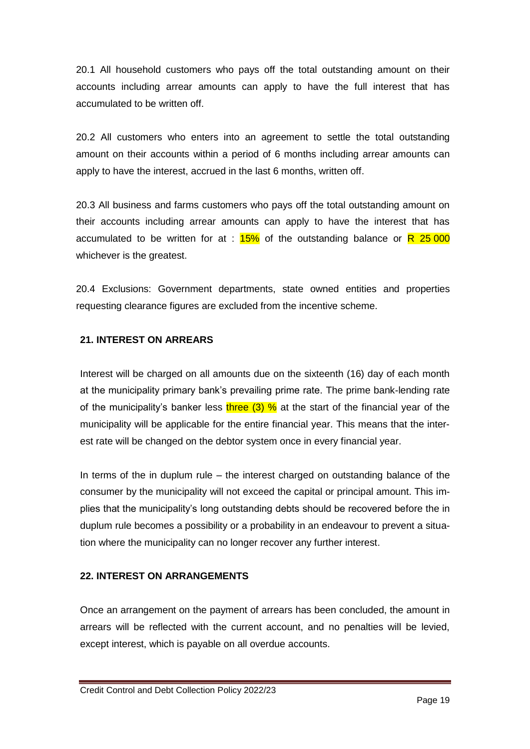20.1 All household customers who pays off the total outstanding amount on their accounts including arrear amounts can apply to have the full interest that has accumulated to be written off.

20.2 All customers who enters into an agreement to settle the total outstanding amount on their accounts within a period of 6 months including arrear amounts can apply to have the interest, accrued in the last 6 months, written off.

20.3 All business and farms customers who pays off the total outstanding amount on their accounts including arrear amounts can apply to have the interest that has accumulated to be written for at : 15% of the outstanding balance or R 25 000 whichever is the greatest.

20.4 Exclusions: Government departments, state owned entities and properties requesting clearance figures are excluded from the incentive scheme.

## 21. INTEREST ON ARREARS

Interest will be charged on all amounts due on the sixteenth (16) day of each month at the municipality primary bank's prevailing prime rate. The prime bank-lending rate of the municipality's banker less three (3) % at the start of the financial year of the municipality will be applicable for the entire financial year. This means that the interest rate will be changed on the debtor system once in every financial year.

In terms of the in duplum rule – the interest charged on outstanding balance of the consumer by the municipality will not exceed the capital or principal amount. This implies that the municipality's long outstanding debts should be recovered before the in duplum rule becomes a possibility or a probability in an endeavour to prevent a situation where the municipality can no longer recover any further interest.

## 22. INTEREST ON ARRANGEMENTS

Once an arrangement on the payment of arrears has been concluded, the amount in arrears will be reflected with the current account, and no penalties will be levied, except interest, which is payable on all overdue accounts.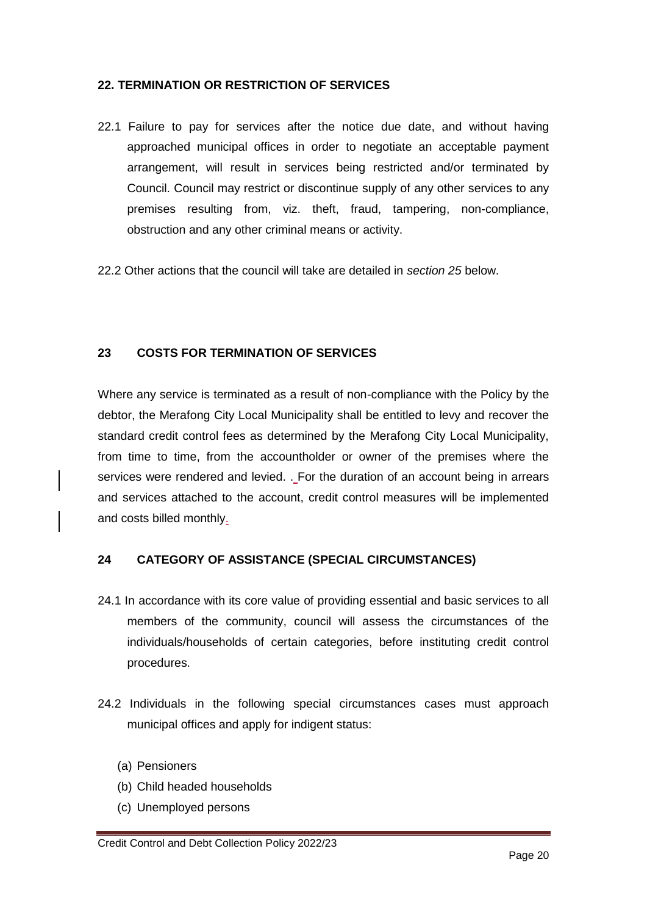## 22. TERMINATION OR RESTRICTION OF SERVICES

22.1 Failure to pay for services after the notice due date, and without having approached municipal offices in order to negotiate an acceptable payment arrangement, will result in services being restricted and/or terminated by Council. Council may restrict or discontinue supply of any other services to any premises resulting from, viz. theft, fraud, tampering, non-compliance, obstruction and any other criminal means or activity.

22.2 Other actions that the council will take are detailed in *section 25* below.

## 23 COSTS FOR TERMINATION OF SERVICES

Where any service is terminated as a result of non-compliance with the Policy by the debtor, the Merafong City Local Municipality shall be entitled to levy and recover the standard credit control fees as determined by the Merafong City Local Municipality, from time to time, from the accountholder or owner of the premises where the services were rendered and levied. . For the duration of an account being in arrears and services attached to the account, credit control measures will be implemented and costs billed monthly.

## 24 CATEGORY OF ASSISTANCE (SPECIAL CIRCUMSTANCES)

24.1 In accordance with its core value of providing essential and basic services to all members of the community, council will assess the circumstances of the individuals/households of certain categories, before instituting credit control procedures.

24.2 Individuals in the following special circumstances cases must approach municipal offices and apply for indigent status:

(a) Pensioners
(b) Child headed households
(c) Unemployed persons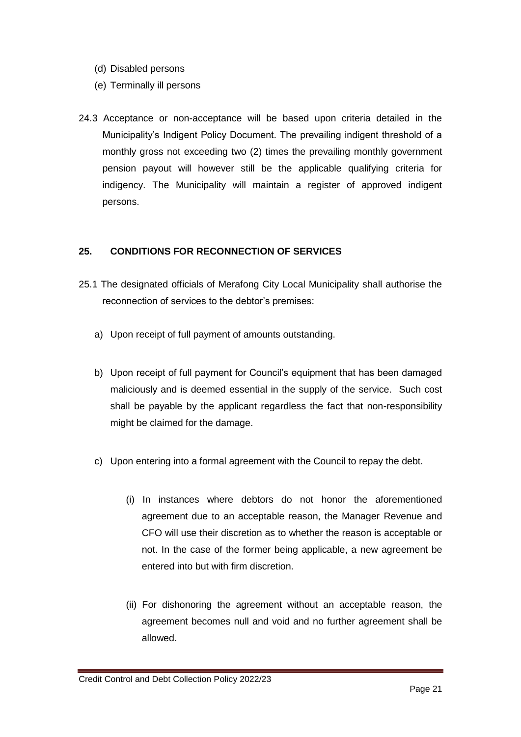(d) Disabled persons

(e) Terminally ill persons

24.3 Acceptance or non-acceptance will be based upon criteria detailed in the Municipality's Indigent Policy Document. The prevailing indigent threshold of a monthly gross not exceeding two (2) times the prevailing monthly government pension payout will however still be the applicable qualifying criteria for indigency. The Municipality will maintain a register of approved indigent persons.

## 25. CONDITIONS FOR RECONNECTION OF SERVICES

25.1 The designated officials of Merafong City Local Municipality shall authorise the reconnection of services to the debtor's premises:

a) Upon receipt of full payment of amounts outstanding.

b) Upon receipt of full payment for Council's equipment that has been damaged maliciously and is deemed essential in the supply of the service. Such cost shall be payable by the applicant regardless the fact that non-responsibility might be claimed for the damage.

c) Upon entering into a formal agreement with the Council to repay the debt.

   (i) In instances where debtors do not honor the aforementioned agreement due to an acceptable reason, the Manager Revenue and CFO will use their discretion as to whether the reason is acceptable or not. In the case of the former being applicable, a new agreement be entered into but with firm discretion.

   (ii) For dishonoring the agreement without an acceptable reason, the agreement becomes null and void and no further agreement shall be allowed.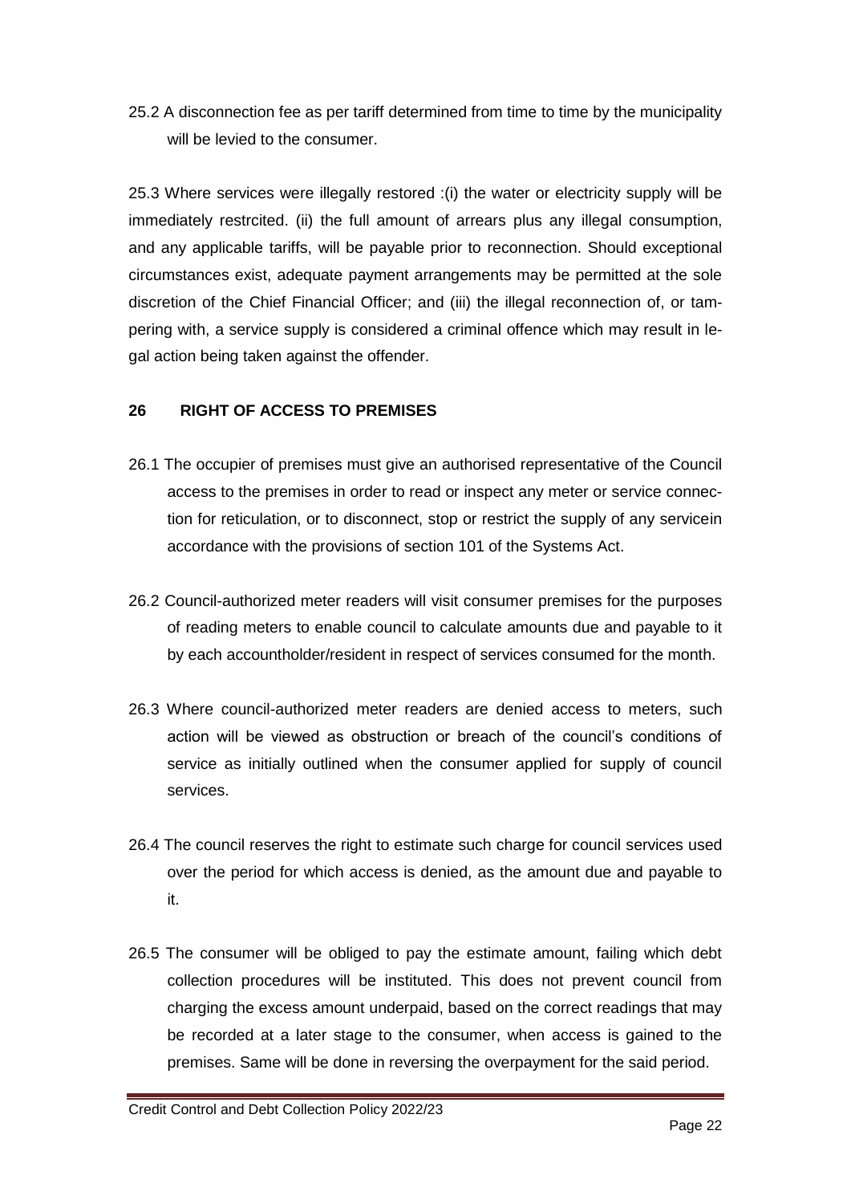25.2 A disconnection fee as per tariff determined from time to time by the municipality will be levied to the consumer.

25.3 Where services were illegally restored :(i) the water or electricity supply will be immediately restrcited. (ii) the full amount of arrears plus any illegal consumption, and any applicable tariffs, will be payable prior to reconnection. Should exceptional circumstances exist, adequate payment arrangements may be permitted at the sole discretion of the Chief Financial Officer; and (iii) the illegal reconnection of, or tampering with, a service supply is considered a criminal offence which may result in legal action being taken against the offender.

## 26 RIGHT OF ACCESS TO PREMISES

26.1 The occupier of premises must give an authorised representative of the Council access to the premises in order to read or inspect any meter or service connection for reticulation, or to disconnect, stop or restrict the supply of any servicein accordance with the provisions of section 101 of the Systems Act.

26.2 Council-authorized meter readers will visit consumer premises for the purposes of reading meters to enable council to calculate amounts due and payable to it by each accountholder/resident in respect of services consumed for the month.

26.3 Where council-authorized meter readers are denied access to meters, such action will be viewed as obstruction or breach of the council's conditions of service as initially outlined when the consumer applied for supply of council services.

26.4 The council reserves the right to estimate such charge for council services used over the period for which access is denied, as the amount due and payable to it.

26.5 The consumer will be obliged to pay the estimate amount, failing which debt collection procedures will be instituted. This does not prevent council from charging the excess amount underpaid, based on the correct readings that may be recorded at a later stage to the consumer, when access is gained to the premises. Same will be done in reversing the overpayment for the said period.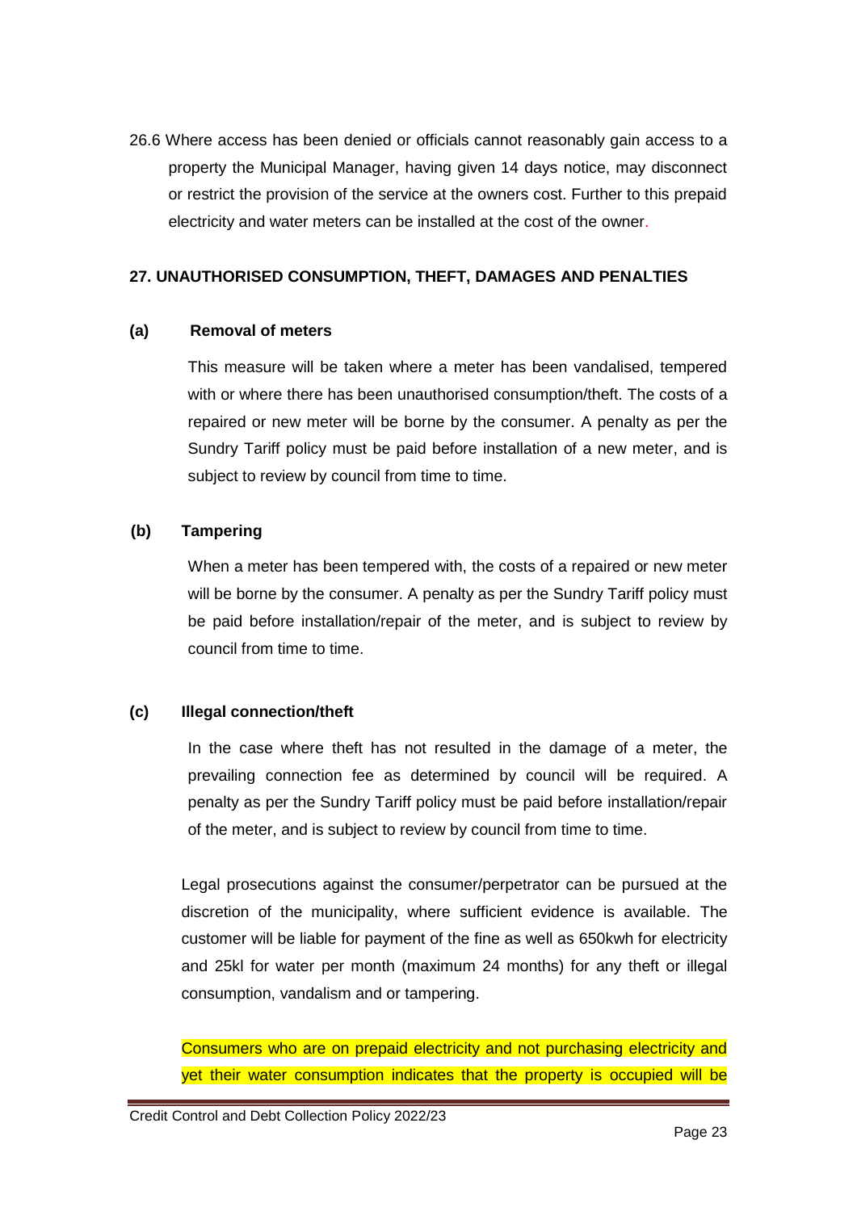26.6 Where access has been denied or officials cannot reasonably gain access to a property the Municipal Manager, having given 14 days notice, may disconnect or restrict the provision of the service at the owners cost. Further to this prepaid electricity and water meters can be installed at the cost of the owner.

**27. UNAUTHORISED CONSUMPTION, THEFT, DAMAGES AND PENALTIES**

**(a) Removal of meters**

This measure will be taken where a meter has been vandalised, tempered with or where there has been unauthorised consumption/theft. The costs of a repaired or new meter will be borne by the consumer. A penalty as per the Sundry Tariff policy must be paid before installation of a new meter, and is subject to review by council from time to time.

**(b) Tampering**

When a meter has been tempered with, the costs of a repaired or new meter will be borne by the consumer. A penalty as per the Sundry Tariff policy must be paid before installation/repair of the meter, and is subject to review by council from time to time.

**(c) Illegal connection/theft**

In the case where theft has not resulted in the damage of a meter, the prevailing connection fee as determined by council will be required. A penalty as per the Sundry Tariff policy must be paid before installation/repair of the meter, and is subject to review by council from time to time.

Legal prosecutions against the consumer/perpetrator can be pursued at the discretion of the municipality, where sufficient evidence is available. The customer will be liable for payment of the fine as well as 650kwh for electricity and 25kl for water per month (maximum 24 months) for any theft or illegal consumption, vandalism and or tampering.

Consumers who are on prepaid electricity and not purchasing electricity and yet their water consumption indicates that the property is occupied will be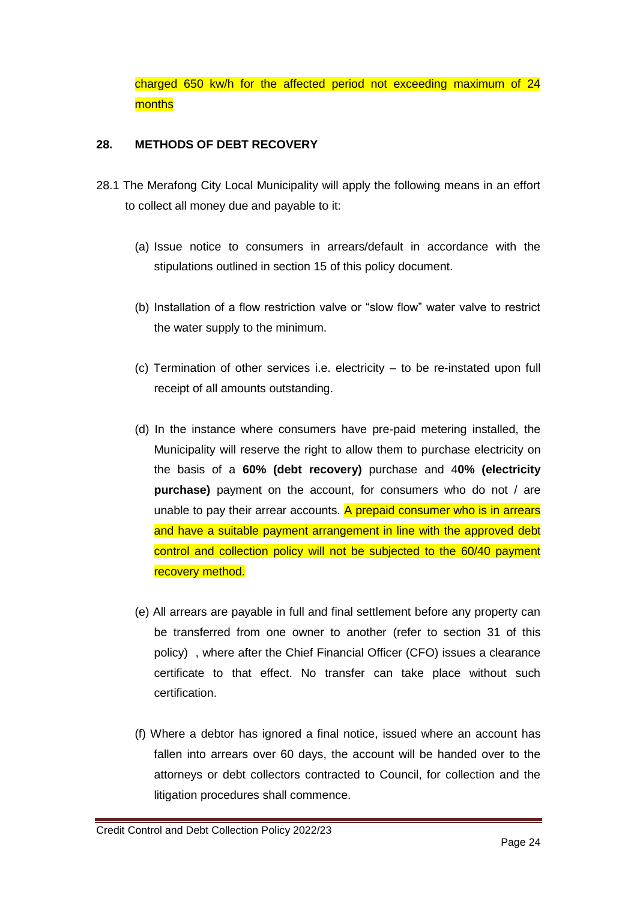charged 650 kw/h for the affected period not exceeding maximum of 24 months

**28. METHODS OF DEBT RECOVERY**

28.1 The Merafong City Local Municipality will apply the following means in an effort to collect all money due and payable to it:

(a) Issue notice to consumers in arrears/default in accordance with the stipulations outlined in section 15 of this policy document.

(b) Installation of a flow restriction valve or "slow flow" water valve to restrict the water supply to the minimum.

(c) Termination of other services i.e. electricity – to be re-instated upon full receipt of all amounts outstanding.

(d) In the instance where consumers have pre-paid metering installed, the Municipality will reserve the right to allow them to purchase electricity on the basis of a **60% (debt recovery)** purchase and 4**0% (electricity purchase)** payment on the account, for consumers who do not / are unable to pay their arrear accounts. A prepaid consumer who is in arrears and have a suitable payment arrangement in line with the approved debt control and collection policy will not be subjected to the 60/40 payment recovery method.

(e) All arrears are payable in full and final settlement before any property can be transferred from one owner to another (refer to section 31 of this policy) , where after the Chief Financial Officer (CFO) issues a clearance certificate to that effect. No transfer can take place without such certification.

(f) Where a debtor has ignored a final notice, issued where an account has fallen into arrears over 60 days, the account will be handed over to the attorneys or debt collectors contracted to Council, for collection and the litigation procedures shall commence.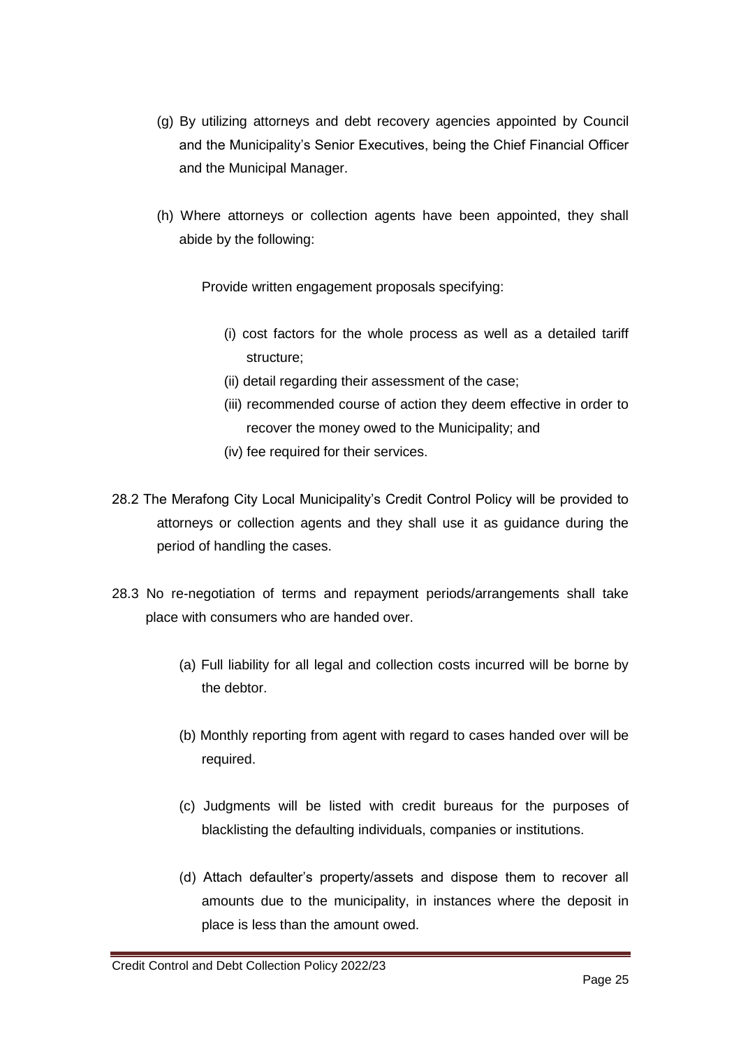(g) By utilizing attorneys and debt recovery agencies appointed by Council and the Municipality's Senior Executives, being the Chief Financial Officer and the Municipal Manager.

(h) Where attorneys or collection agents have been appointed, they shall abide by the following:

Provide written engagement proposals specifying:

(i) cost factors for the whole process as well as a detailed tariff structure;
(ii) detail regarding their assessment of the case;
(iii) recommended course of action they deem effective in order to recover the money owed to the Municipality; and
(iv) fee required for their services.

28.2 The Merafong City Local Municipality's Credit Control Policy will be provided to attorneys or collection agents and they shall use it as guidance during the period of handling the cases.

28.3 No re-negotiation of terms and repayment periods/arrangements shall take place with consumers who are handed over.

(a) Full liability for all legal and collection costs incurred will be borne by the debtor.

(b) Monthly reporting from agent with regard to cases handed over will be required.

(c) Judgments will be listed with credit bureaus for the purposes of blacklisting the defaulting individuals, companies or institutions.

(d) Attach defaulter's property/assets and dispose them to recover all amounts due to the municipality, in instances where the deposit in place is less than the amount owed.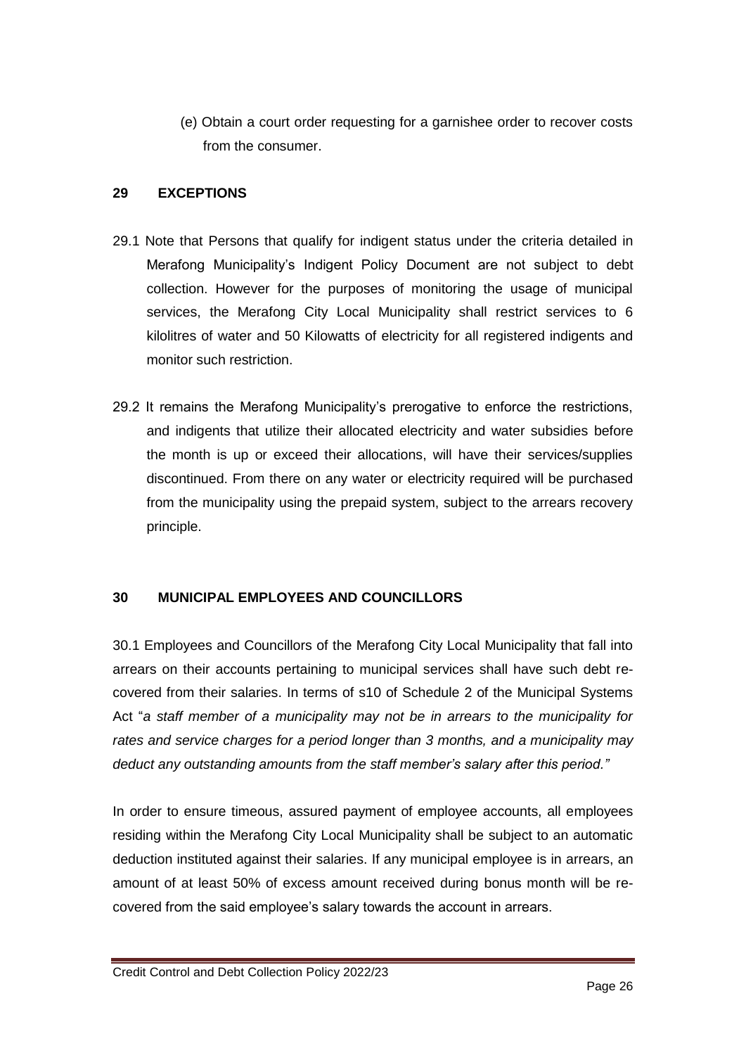(e) Obtain a court order requesting for a garnishee order to recover costs from the consumer.

## 29 EXCEPTIONS

29.1 Note that Persons that qualify for indigent status under the criteria detailed in Merafong Municipality's Indigent Policy Document are not subject to debt collection. However for the purposes of monitoring the usage of municipal services, the Merafong City Local Municipality shall restrict services to 6 kilolitres of water and 50 Kilowatts of electricity for all registered indigents and monitor such restriction.

29.2 It remains the Merafong Municipality's prerogative to enforce the restrictions, and indigents that utilize their allocated electricity and water subsidies before the month is up or exceed their allocations, will have their services/supplies discontinued. From there on any water or electricity required will be purchased from the municipality using the prepaid system, subject to the arrears recovery principle.

## 30 MUNICIPAL EMPLOYEES AND COUNCILLORS

30.1 Employees and Councillors of the Merafong City Local Municipality that fall into arrears on their accounts pertaining to municipal services shall have such debt re-covered from their salaries. In terms of s10 of Schedule 2 of the Municipal Systems Act "*a staff member of a municipality may not be in arrears to the municipality for rates and service charges for a period longer than 3 months, and a municipality may deduct any outstanding amounts from the staff member's salary after this period."*

In order to ensure timeous, assured payment of employee accounts, all employees residing within the Merafong City Local Municipality shall be subject to an automatic deduction instituted against their salaries. If any municipal employee is in arrears, an amount of at least 50% of excess amount received during bonus month will be re-covered from the said employee's salary towards the account in arrears.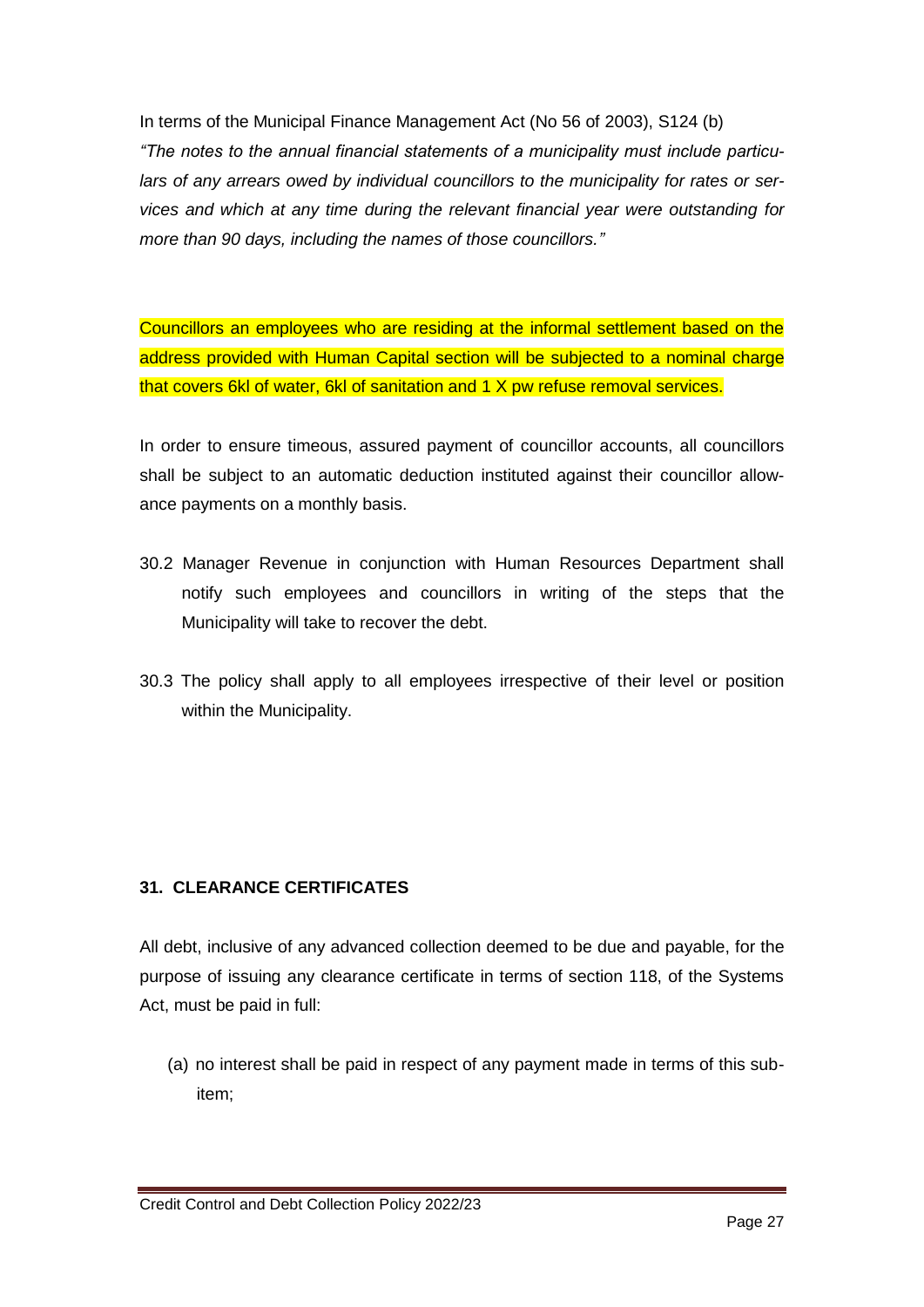In terms of the Municipal Finance Management Act (No 56 of 2003), S124 (b) *"The notes to the annual financial statements of a municipality must include particulars of any arrears owed by individual councillors to the municipality for rates or services and which at any time during the relevant financial year were outstanding for more than 90 days, including the names of those councillors."*

Councillors an employees who are residing at the informal settlement based on the address provided with Human Capital section will be subjected to a nominal charge that covers 6kl of water, 6kl of sanitation and 1 X pw refuse removal services.

In order to ensure timeous, assured payment of councillor accounts, all councillors shall be subject to an automatic deduction instituted against their councillor allowance payments on a monthly basis.

30.2 Manager Revenue in conjunction with Human Resources Department shall notify such employees and councillors in writing of the steps that the Municipality will take to recover the debt.

30.3 The policy shall apply to all employees irrespective of their level or position within the Municipality.

## 31. CLEARANCE CERTIFICATES

All debt, inclusive of any advanced collection deemed to be due and payable, for the purpose of issuing any clearance certificate in terms of section 118, of the Systems Act, must be paid in full:

(a) no interest shall be paid in respect of any payment made in terms of this sub-item;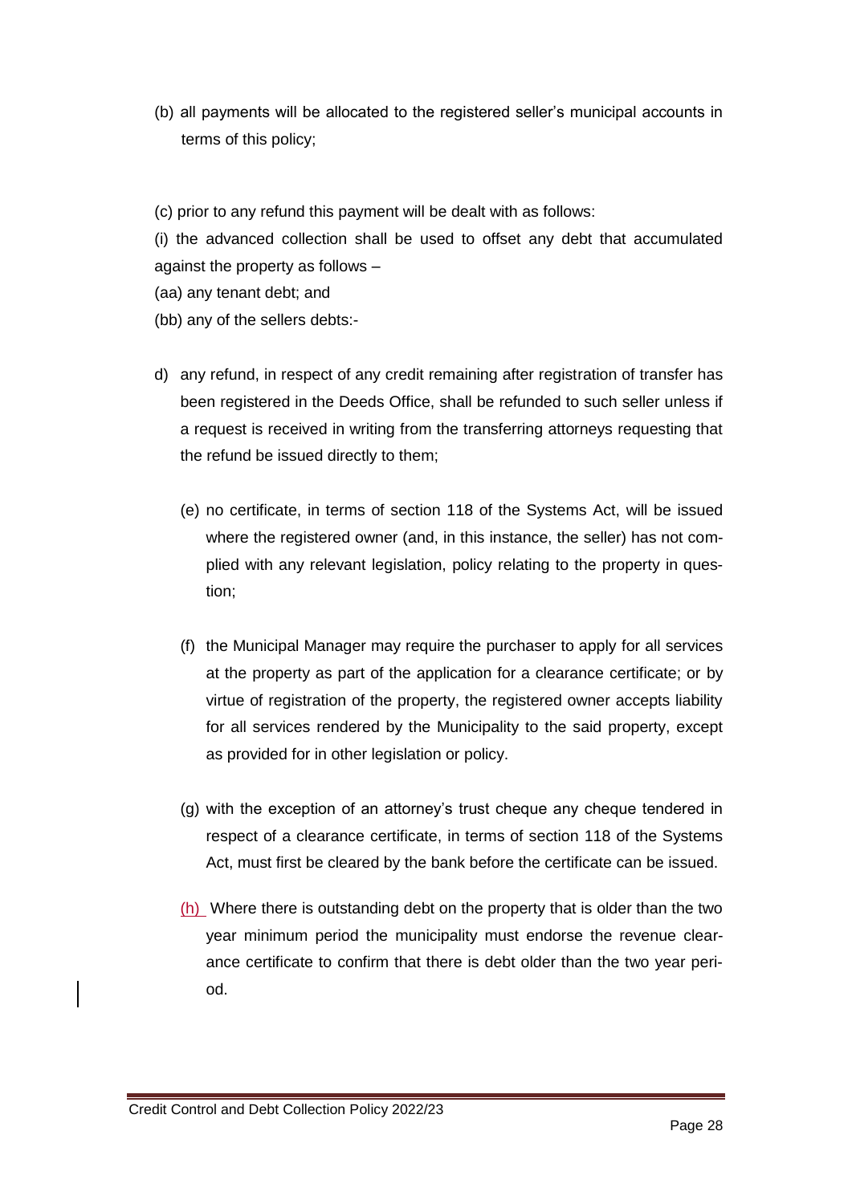(b) all payments will be allocated to the registered seller's municipal accounts in terms of this policy;

(c) prior to any refund this payment will be dealt with as follows:

(i) the advanced collection shall be used to offset any debt that accumulated against the property as follows –

(aa) any tenant debt; and

(bb) any of the sellers debts:-

d) any refund, in respect of any credit remaining after registration of transfer has been registered in the Deeds Office, shall be refunded to such seller unless if a request is received in writing from the transferring attorneys requesting that the refund be issued directly to them;

(e) no certificate, in terms of section 118 of the Systems Act, will be issued where the registered owner (and, in this instance, the seller) has not complied with any relevant legislation, policy relating to the property in question;

(f) the Municipal Manager may require the purchaser to apply for all services at the property as part of the application for a clearance certificate; or by virtue of registration of the property, the registered owner accepts liability for all services rendered by the Municipality to the said property, except as provided for in other legislation or policy.

(g) with the exception of an attorney's trust cheque any cheque tendered in respect of a clearance certificate, in terms of section 118 of the Systems Act, must first be cleared by the bank before the certificate can be issued.

(h) Where there is outstanding debt on the property that is older than the two year minimum period the municipality must endorse the revenue clearance certificate to confirm that there is debt older than the two year period.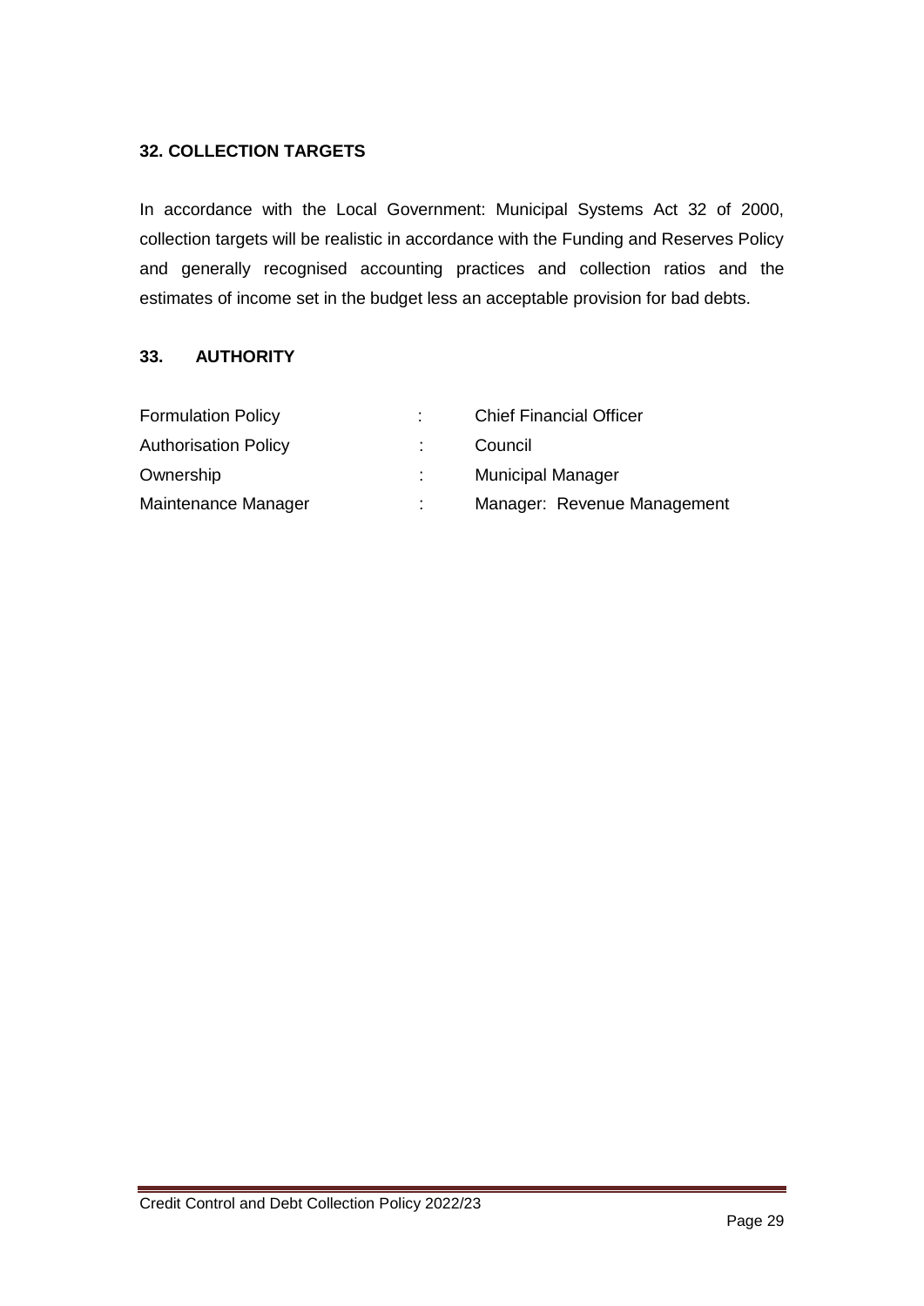## 32. COLLECTION TARGETS

In accordance with the Local Government: Municipal Systems Act 32 of 2000, collection targets will be realistic in accordance with the Funding and Reserves Policy and generally recognised accounting practices and collection ratios and the estimates of income set in the budget less an acceptable provision for bad debts.

## 33. AUTHORITY

| | | |
|---|---|---|
| Formulation Policy | : | Chief Financial Officer |
| Authorisation Policy | : | Council |
| Ownership | : | Municipal Manager |
| Maintenance Manager | : | Manager: Revenue Management |